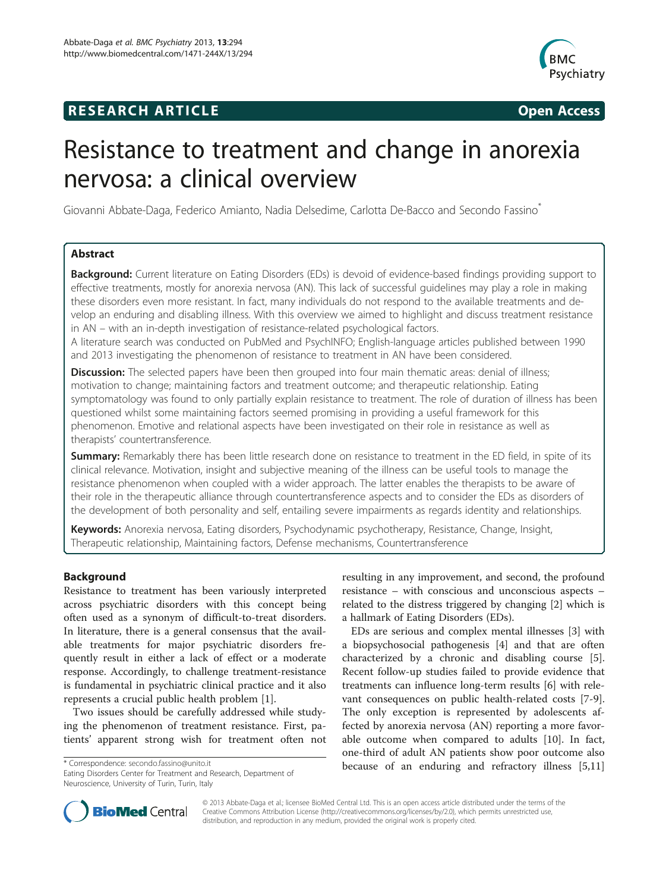**RESEARCH ARTICLE** **Open Access**

# Resistance to treatment and change in anorexia nervosa: a clinical overview

Giovanni Abbate-Daga, Federico Amianto, Nadia Delsedime, Carlotta De-Bacco and Secondo Fassino*

## Abstract

**Background:** Current literature on Eating Disorders (EDs) is devoid of evidence-based findings providing support to effective treatments, mostly for anorexia nervosa (AN). This lack of successful guidelines may play a role in making these disorders even more resistant. In fact, many individuals do not respond to the available treatments and develop an enduring and disabling illness. With this overview we aimed to highlight and discuss treatment resistance in AN – with an in-depth investigation of resistance-related psychological factors.

A literature search was conducted on PubMed and PsychINFO; English-language articles published between 1990 and 2013 investigating the phenomenon of resistance to treatment in AN have been considered.

**Discussion:** The selected papers have been then grouped into four main thematic areas: denial of illness; motivation to change; maintaining factors and treatment outcome; and therapeutic relationship. Eating symptomatology was found to only partially explain resistance to treatment. The role of duration of illness has been questioned whilst some maintaining factors seemed promising in providing a useful framework for this phenomenon. Emotive and relational aspects have been investigated on their role in resistance as well as therapists' countertransference.

**Summary:** Remarkably there has been little research done on resistance to treatment in the ED field, in spite of its clinical relevance. Motivation, insight and subjective meaning of the illness can be useful tools to manage the resistance phenomenon when coupled with a wider approach. The latter enables the therapists to be aware of their role in the therapeutic alliance through countertransference aspects and to consider the EDs as disorders of the development of both personality and self, entailing severe impairments as regards identity and relationships.

**Keywords:** Anorexia nervosa, Eating disorders, Psychodynamic psychotherapy, Resistance, Change, Insight, Therapeutic relationship, Maintaining factors, Defense mechanisms, Countertransference

## Background

Resistance to treatment has been variously interpreted across psychiatric disorders with this concept being often used as a synonym of difficult-to-treat disorders. In literature, there is a general consensus that the available treatments for major psychiatric disorders frequently result in either a lack of effect or a moderate response. Accordingly, to challenge treatment-resistance is fundamental in psychiatric clinical practice and it also represents a crucial public health problem [1].

Two issues should be carefully addressed while studying the phenomenon of treatment resistance. First, patients' apparent strong wish for treatment often not resulting in any improvement, and second, the profound resistance – with conscious and unconscious aspects – related to the distress triggered by changing [2] which is a hallmark of Eating Disorders (EDs).

EDs are serious and complex mental illnesses [3] with a biopsychosocial pathogenesis [4] and that are often characterized by a chronic and disabling course [5]. Recent follow-up studies failed to provide evidence that treatments can influence long-term results [6] with relevant consequences on public health-related costs [7-9]. The only exception is represented by adolescents affected by anorexia nervosa (AN) reporting a more favorable outcome when compared to adults [10]. In fact, one-third of adult AN patients show poor outcome also because of an enduring and refractory illness [5,11]

\* Correspondence: secondo.fassino@unito.it
Eating Disorders Center for Treatment and Research, Department of Neuroscience, University of Turin, Turin, Italy

© 2013 Abbate-Daga et al.; licensee BioMed Central Ltd. This is an open access article distributed under the terms of the Creative Commons Attribution License (http://creativecommons.org/licenses/by/2.0), which permits unrestricted use, distribution, and reproduction in any medium, provided the original work is properly cited.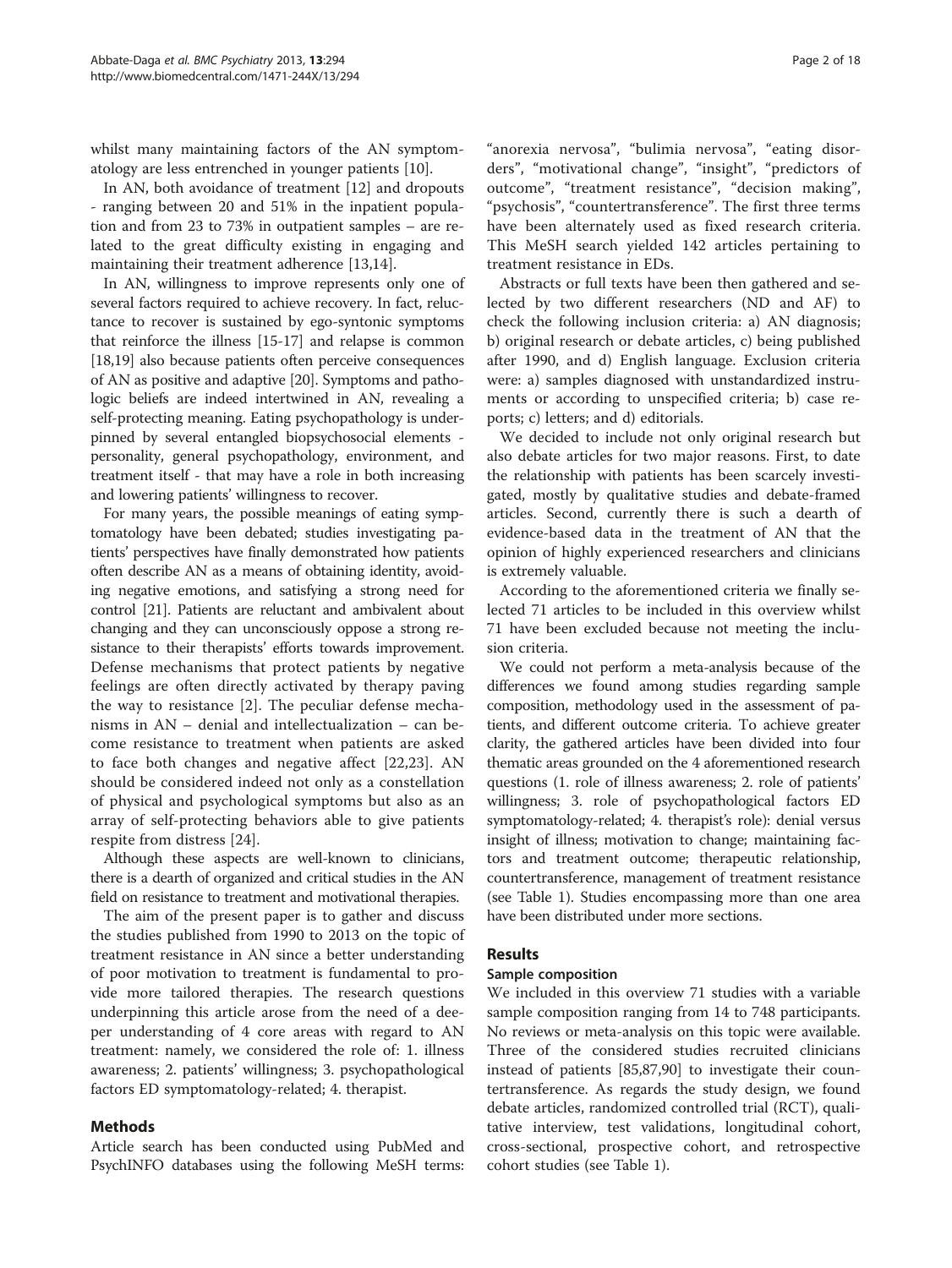whilst many maintaining factors of the AN symptomatology are less entrenched in younger patients [10].

In AN, both avoidance of treatment [12] and dropouts - ranging between 20 and 51% in the inpatient population and from 23 to 73% in outpatient samples – are related to the great difficulty existing in engaging and maintaining their treatment adherence [13,14].

In AN, willingness to improve represents only one of several factors required to achieve recovery. In fact, reluctance to recover is sustained by ego-syntonic symptoms that reinforce the illness [15-17] and relapse is common [18,19] also because patients often perceive consequences of AN as positive and adaptive [20]. Symptoms and pathologic beliefs are indeed intertwined in AN, revealing a self-protecting meaning. Eating psychopathology is underpinned by several entangled biopsychosocial elements - personality, general psychopathology, environment, and treatment itself - that may have a role in both increasing and lowering patients' willingness to recover.

For many years, the possible meanings of eating symptomatology have been debated; studies investigating patients' perspectives have finally demonstrated how patients often describe AN as a means of obtaining identity, avoiding negative emotions, and satisfying a strong need for control [21]. Patients are reluctant and ambivalent about changing and they can unconsciously oppose a strong resistance to their therapists' efforts towards improvement. Defense mechanisms that protect patients by negative feelings are often directly activated by therapy paving the way to resistance [2]. The peculiar defense mechanisms in AN – denial and intellectualization – can become resistance to treatment when patients are asked to face both changes and negative affect [22,23]. AN should be considered indeed not only as a constellation of physical and psychological symptoms but also as an array of self-protecting behaviors able to give patients respite from distress [24].

Although these aspects are well-known to clinicians, there is a dearth of organized and critical studies in the AN field on resistance to treatment and motivational therapies.

The aim of the present paper is to gather and discuss the studies published from 1990 to 2013 on the topic of treatment resistance in AN since a better understanding of poor motivation to treatment is fundamental to provide more tailored therapies. The research questions underpinning this article arose from the need of a deeper understanding of 4 core areas with regard to AN treatment: namely, we considered the role of: 1. illness awareness; 2. patients' willingness; 3. psychopathological factors ED symptomatology-related; 4. therapist.

## Methods

Article search has been conducted using PubMed and PsychINFO databases using the following MeSH terms: "anorexia nervosa", "bulimia nervosa", "eating disorders", "motivational change", "insight", "predictors of outcome", "treatment resistance", "decision making", "psychosis", "countertransference". The first three terms have been alternately used as fixed research criteria. This MeSH search yielded 142 articles pertaining to treatment resistance in EDs.

Abstracts or full texts have been then gathered and selected by two different researchers (ND and AF) to check the following inclusion criteria: a) AN diagnosis; b) original research or debate articles, c) being published after 1990, and d) English language. Exclusion criteria were: a) samples diagnosed with unstandardized instruments or according to unspecified criteria; b) case reports; c) letters; and d) editorials.

We decided to include not only original research but also debate articles for two major reasons. First, to date the relationship with patients has been scarcely investigated, mostly by qualitative studies and debate-framed articles. Second, currently there is such a dearth of evidence-based data in the treatment of AN that the opinion of highly experienced researchers and clinicians is extremely valuable.

According to the aforementioned criteria we finally selected 71 articles to be included in this overview whilst 71 have been excluded because not meeting the inclusion criteria.

We could not perform a meta-analysis because of the differences we found among studies regarding sample composition, methodology used in the assessment of patients, and different outcome criteria. To achieve greater clarity, the gathered articles have been divided into four thematic areas grounded on the 4 aforementioned research questions (1. role of illness awareness; 2. role of patients' willingness; 3. role of psychopathological factors ED symptomatology-related; 4. therapist's role): denial versus insight of illness; motivation to change; maintaining factors and treatment outcome; therapeutic relationship, countertransference, management of treatment resistance (see Table 1). Studies encompassing more than one area have been distributed under more sections.

## Results

### Sample composition

We included in this overview 71 studies with a variable sample composition ranging from 14 to 748 participants. No reviews or meta-analysis on this topic were available. Three of the considered studies recruited clinicians instead of patients [85,87,90] to investigate their countertransference. As regards the study design, we found debate articles, randomized controlled trial (RCT), qualitative interview, test validations, longitudinal cohort, cross-sectional, prospective cohort, and retrospective cohort studies (see Table 1).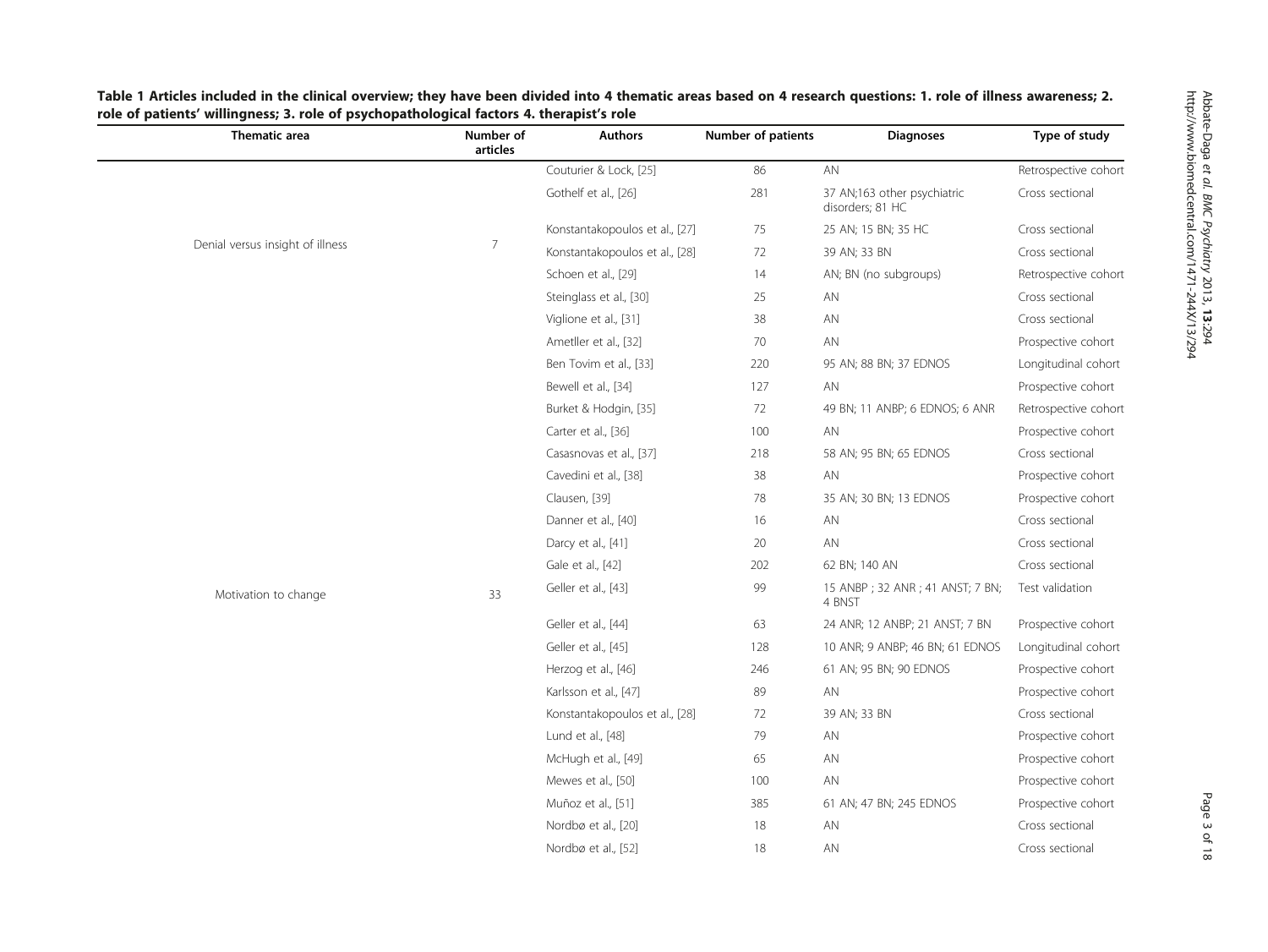**Table 1 Articles included in the clinical overview; they have been divided into 4 thematic areas based on 4 research questions: 1. role of illness awareness; 2. role of patients' willingness; 3. role of psychopathological factors 4. therapist's role**

| Thematic area | Number of articles | Authors | Number of patients | Diagnoses | Type of study |
|---|---|---|---|---|---|
| Denial versus insight of illness | 7 | Couturier & Lock, [25] | 86 | AN | Retrospective cohort |
| | | Gothelf et al., [26] | 281 | 37 AN;163 other psychiatric disorders; 81 HC | Cross sectional |
| | | Konstantakopoulos et al., [27] | 75 | 25 AN; 15 BN; 35 HC | Cross sectional |
| | | Konstantakopoulos et al., [28] | 72 | 39 AN; 33 BN | Cross sectional |
| | | Schoen et al., [29] | 14 | AN; BN (no subgroups) | Retrospective cohort |
| | | Steinglass et al., [30] | 25 | AN | Cross sectional |
| | | Viglione et al., [31] | 38 | AN | Cross sectional |
| Motivation to change | 33 | Ametller et al., [32] | 70 | AN | Prospective cohort |
| | | Ben Tovim et al., [33] | 220 | 95 AN; 88 BN; 37 EDNOS | Longitudinal cohort |
| | | Bewell et al., [34] | 127 | AN | Prospective cohort |
| | | Burket & Hodgin, [35] | 72 | 49 BN; 11 ANBP; 6 EDNOS; 6 ANR | Retrospective cohort |
| | | Carter et al., [36] | 100 | AN | Prospective cohort |
| | | Casasnovas et al., [37] | 218 | 58 AN; 95 BN; 65 EDNOS | Cross sectional |
| | | Cavedini et al., [38] | 38 | AN | Prospective cohort |
| | | Clausen, [39] | 78 | 35 AN; 30 BN; 13 EDNOS | Prospective cohort |
| | | Danner et al., [40] | 16 | AN | Cross sectional |
| | | Darcy et al., [41] | 20 | AN | Cross sectional |
| | | Gale et al., [42] | 202 | 62 BN; 140 AN | Cross sectional |
| | | Geller et al., [43] | 99 | 15 ANBP ; 32 ANR ; 41 ANST; 7 BN; 4 BNST | Test validation |
| | | Geller et al., [44] | 63 | 24 ANR; 12 ANBP; 21 ANST; 7 BN | Prospective cohort |
| | | Geller et al., [45] | 128 | 10 ANR; 9 ANBP; 46 BN; 61 EDNOS | Longitudinal cohort |
| | | Herzog et al., [46] | 246 | 61 AN; 95 BN; 90 EDNOS | Prospective cohort |
| | | Karlsson et al., [47] | 89 | AN | Prospective cohort |
| | | Konstantakopoulos et al., [28] | 72 | 39 AN; 33 BN | Cross sectional |
| | | Lund et al., [48] | 79 | AN | Prospective cohort |
| | | McHugh et al., [49] | 65 | AN | Prospective cohort |
| | | Mewes et al., [50] | 100 | AN | Prospective cohort |
| | | Muñoz et al., [51] | 385 | 61 AN; 47 BN; 245 EDNOS | Prospective cohort |
| | | Nordbø et al., [20] | 18 | AN | Cross sectional |
| | | Nordbø et al., [52] | 18 | AN | Cross sectional |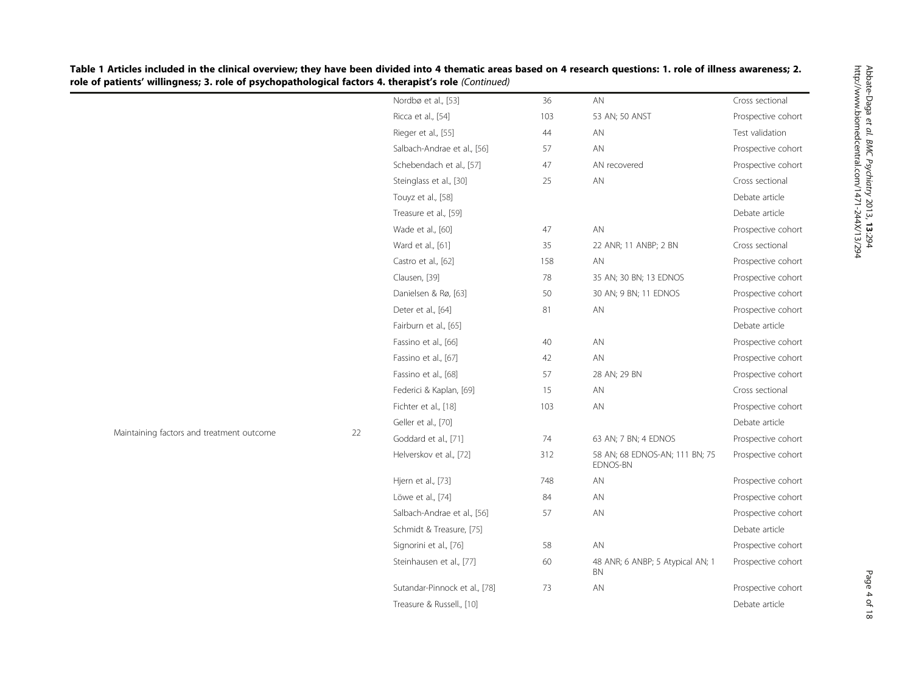**Table 1 Articles included in the clinical overview; they have been divided into 4 thematic areas based on 4 research questions: 1. role of illness awareness; 2. role of patients' willingness; 3. role of psychopathological factors 4. therapist's role** *(Continued)*

| | | | | | |
|---|---|---|---|---|---|
| | | Nordbø et al., [53] | 36 | AN | Cross sectional |
| | | Ricca et al., [54] | 103 | 53 AN; 50 ANST | Prospective cohort |
| | | Rieger et al., [55] | 44 | AN | Test validation |
| | | Salbach-Andrae et al., [56] | 57 | AN | Prospective cohort |
| | | Schebendach et al., [57] | 47 | AN recovered | Prospective cohort |
| | | Steinglass et al., [30] | 25 | AN | Cross sectional |
| | | Touyz et al., [58] | | | Debate article |
| | | Treasure et al., [59] | | | Debate article |
| | | Wade et al., [60] | 47 | AN | Prospective cohort |
| | | Ward et al., [61] | 35 | 22 ANR; 11 ANBP; 2 BN | Cross sectional |
| Maintaining factors and treatment outcome | 22 | Castro et al., [62] | 158 | AN | Prospective cohort |
| | | Clausen, [39] | 78 | 35 AN; 30 BN; 13 EDNOS | Prospective cohort |
| | | Danielsen & Rø, [63] | 50 | 30 AN; 9 BN; 11 EDNOS | Prospective cohort |
| | | Deter et al., [64] | 81 | AN | Prospective cohort |
| | | Fairburn et al., [65] | | | Debate article |
| | | Fassino et al., [66] | 40 | AN | Prospective cohort |
| | | Fassino et al., [67] | 42 | AN | Prospective cohort |
| | | Fassino et al., [68] | 57 | 28 AN; 29 BN | Prospective cohort |
| | | Federici & Kaplan, [69] | 15 | AN | Cross sectional |
| | | Fichter et al., [18] | 103 | AN | Prospective cohort |
| | | Geller et al., [70] | | | Debate article |
| | | Goddard et al., [71] | 74 | 63 AN; 7 BN; 4 EDNOS | Prospective cohort |
| | | Helverskov et al., [72] | 312 | 58 AN; 68 EDNOS-AN; 111 BN; 75 EDNOS-BN | Prospective cohort |
| | | Hjern et al., [73] | 748 | AN | Prospective cohort |
| | | Löwe et al., [74] | 84 | AN | Prospective cohort |
| | | Salbach-Andrae et al., [56] | 57 | AN | Prospective cohort |
| | | Schmidt & Treasure, [75] | | | Debate article |
| | | Signorini et al., [76] | 58 | AN | Prospective cohort |
| | | Steinhausen et al., [77] | 60 | 48 ANR; 6 ANBP; 5 Atypical AN; 1 BN | Prospective cohort |
| | | Sutandar-Pinnock et al., [78] | 73 | AN | Prospective cohort |
| | | Treasure & Russell., [10] | | | Debate article |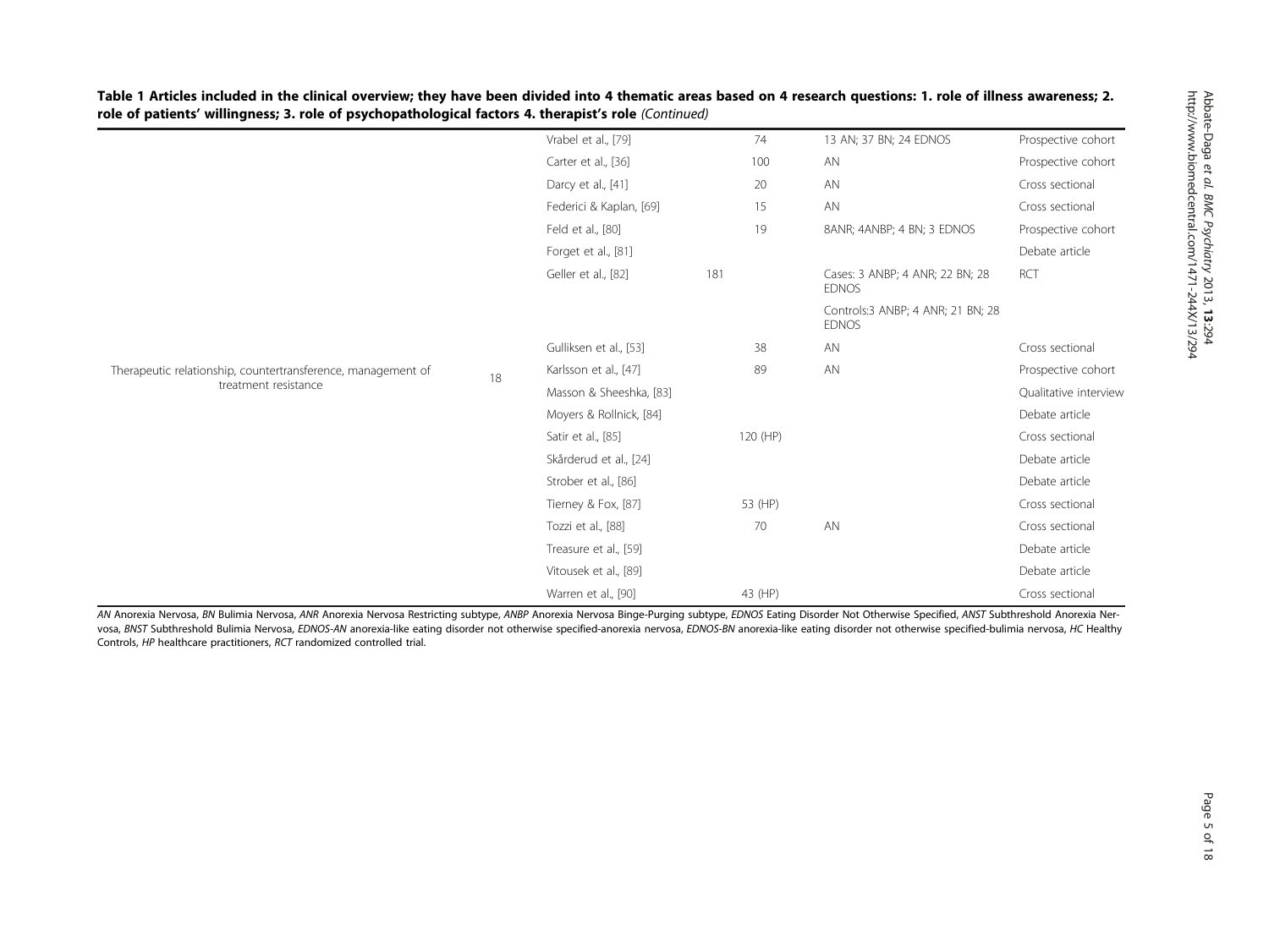**Table 1 Articles included in the clinical overview; they have been divided into 4 thematic areas based on 4 research questions: 1. role of illness awareness; 2. role of patients' willingness; 3. role of psychopathological factors 4. therapist's role** *(Continued)*

| | | | | | |
|---|---|---|---|---|---|
| | | Vrabel et al., [79] | 74 | 13 AN; 37 BN; 24 EDNOS | Prospective cohort |
| | | Carter et al., [36] | 100 | AN | Prospective cohort |
| | | Darcy et al., [41] | 20 | AN | Cross sectional |
| | | Federici & Kaplan, [69] | 15 | AN | Cross sectional |
| | | Feld et al., [80] | 19 | 8ANR; 4ANBP; 4 BN; 3 EDNOS | Prospective cohort |
| | | Forget et al., [81] | | | Debate article |
| | | Geller et al., [82] | 181 | Cases: 3 ANBP; 4 ANR; 22 BN; 28 EDNOS | RCT |
| | | | | Controls:3 ANBP; 4 ANR; 21 BN; 28 EDNOS | |
| | | Gulliksen et al., [53] | 38 | AN | Cross sectional |
| Therapeutic relationship, countertransference, management of treatment resistance | 18 | Karlsson et al., [47] | 89 | AN | Prospective cohort |
| | | Masson & Sheeshka, [83] | | | Qualitative interview |
| | | Moyers & Rollnick, [84] | | | Debate article |
| | | Satir et al., [85] | 120 (HP) | | Cross sectional |
| | | Skårderud et al., [24] | | | Debate article |
| | | Strober et al., [86] | | | Debate article |
| | | Tierney & Fox, [87] | 53 (HP) | | Cross sectional |
| | | Tozzi et al., [88] | 70 | AN | Cross sectional |
| | | Treasure et al., [59] | | | Debate article |
| | | Vitousek et al., [89] | | | Debate article |
| | | Warren et al., [90] | 43 (HP) | | Cross sectional |

*AN* Anorexia Nervosa, *BN* Bulimia Nervosa, *ANR* Anorexia Nervosa Restricting subtype, *ANBP* Anorexia Nervosa Binge-Purging subtype, *EDNOS* Eating Disorder Not Otherwise Specified, *ANST* Subthreshold Anorexia Nervosa, *BNST* Subthreshold Bulimia Nervosa, *EDNOS-AN* anorexia-like eating disorder not otherwise specified-anorexia nervosa, *EDNOS-BN* anorexia-like eating disorder not otherwise specified-bulimia nervosa, *HC* Healthy Controls, *HP* healthcare practitioners, *RCT* randomized controlled trial.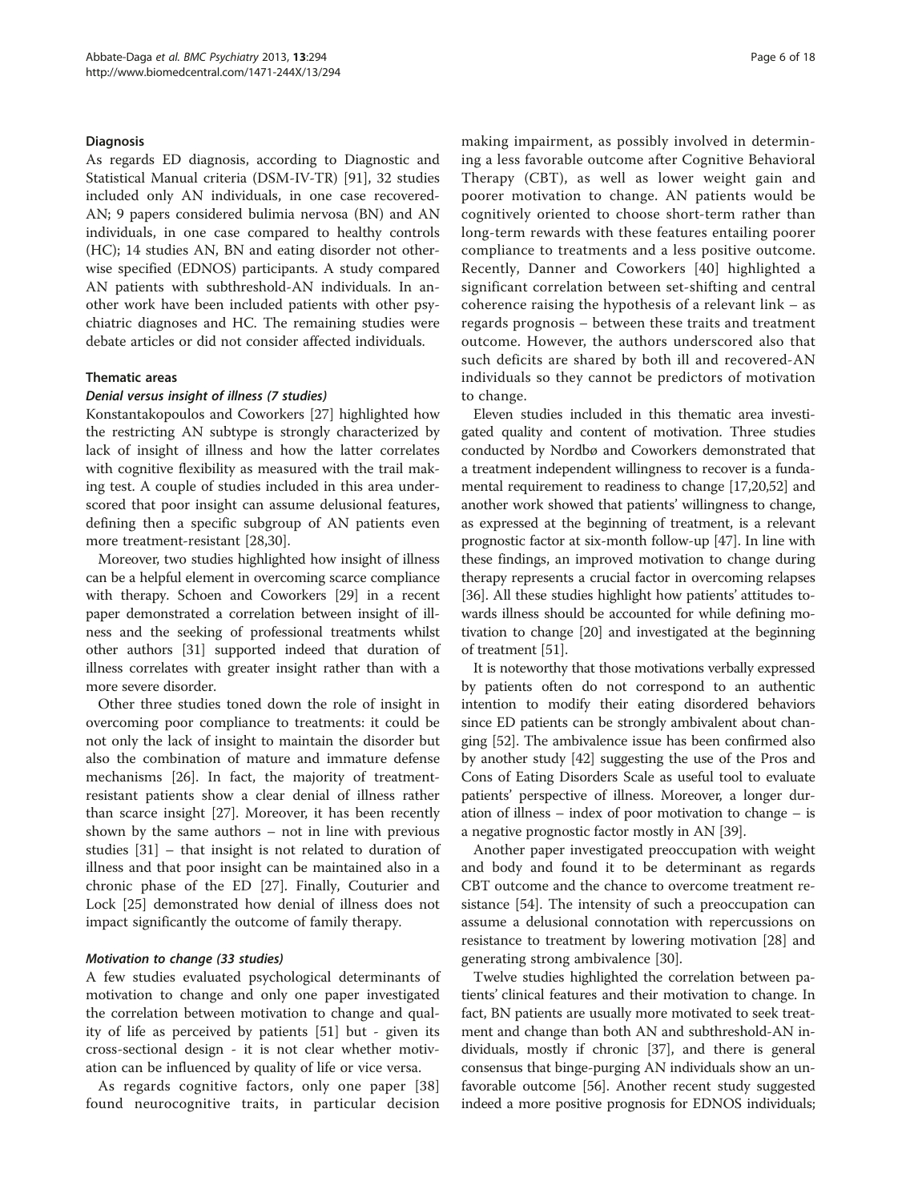### Diagnosis

As regards ED diagnosis, according to Diagnostic and Statistical Manual criteria (DSM-IV-TR) [91], 32 studies included only AN individuals, in one case recovered-AN; 9 papers considered bulimia nervosa (BN) and AN individuals, in one case compared to healthy controls (HC); 14 studies AN, BN and eating disorder not otherwise specified (EDNOS) participants. A study compared AN patients with subthreshold-AN individuals. In another work have been included patients with other psychiatric diagnoses and HC. The remaining studies were debate articles or did not consider affected individuals.

### Thematic areas

#### *Denial versus insight of illness (7 studies)*

Konstantakopoulos and Coworkers [27] highlighted how the restricting AN subtype is strongly characterized by lack of insight of illness and how the latter correlates with cognitive flexibility as measured with the trail making test. A couple of studies included in this area underscored that poor insight can assume delusional features, defining then a specific subgroup of AN patients even more treatment-resistant [28,30].

Moreover, two studies highlighted how insight of illness can be a helpful element in overcoming scarce compliance with therapy. Schoen and Coworkers [29] in a recent paper demonstrated a correlation between insight of illness and the seeking of professional treatments whilst other authors [31] supported indeed that duration of illness correlates with greater insight rather than with a more severe disorder.

Other three studies toned down the role of insight in overcoming poor compliance to treatments: it could be not only the lack of insight to maintain the disorder but also the combination of mature and immature defense mechanisms [26]. In fact, the majority of treatment-resistant patients show a clear denial of illness rather than scarce insight [27]. Moreover, it has been recently shown by the same authors – not in line with previous studies [31] – that insight is not related to duration of illness and that poor insight can be maintained also in a chronic phase of the ED [27]. Finally, Couturier and Lock [25] demonstrated how denial of illness does not impact significantly the outcome of family therapy.

#### *Motivation to change (33 studies)*

A few studies evaluated psychological determinants of motivation to change and only one paper investigated the correlation between motivation to change and quality of life as perceived by patients [51] but - given its cross-sectional design - it is not clear whether motivation can be influenced by quality of life or vice versa.

As regards cognitive factors, only one paper [38] found neurocognitive traits, in particular decision making impairment, as possibly involved in determining a less favorable outcome after Cognitive Behavioral Therapy (CBT), as well as lower weight gain and poorer motivation to change. AN patients would be cognitively oriented to choose short-term rather than long-term rewards with these features entailing poorer compliance to treatments and a less positive outcome. Recently, Danner and Coworkers [40] highlighted a significant correlation between set-shifting and central coherence raising the hypothesis of a relevant link – as regards prognosis – between these traits and treatment outcome. However, the authors underscored also that such deficits are shared by both ill and recovered-AN individuals so they cannot be predictors of motivation to change.

Eleven studies included in this thematic area investigated quality and content of motivation. Three studies conducted by Nordbø and Coworkers demonstrated that a treatment independent willingness to recover is a fundamental requirement to readiness to change [17,20,52] and another work showed that patients' willingness to change, as expressed at the beginning of treatment, is a relevant prognostic factor at six-month follow-up [47]. In line with these findings, an improved motivation to change during therapy represents a crucial factor in overcoming relapses [36]. All these studies highlight how patients' attitudes towards illness should be accounted for while defining motivation to change [20] and investigated at the beginning of treatment [51].

It is noteworthy that those motivations verbally expressed by patients often do not correspond to an authentic intention to modify their eating disordered behaviors since ED patients can be strongly ambivalent about changing [52]. The ambivalence issue has been confirmed also by another study [42] suggesting the use of the Pros and Cons of Eating Disorders Scale as useful tool to evaluate patients' perspective of illness. Moreover, a longer duration of illness – index of poor motivation to change – is a negative prognostic factor mostly in AN [39].

Another paper investigated preoccupation with weight and body and found it to be determinant as regards CBT outcome and the chance to overcome treatment resistance [54]. The intensity of such a preoccupation can assume a delusional connotation with repercussions on resistance to treatment by lowering motivation [28] and generating strong ambivalence [30].

Twelve studies highlighted the correlation between patients' clinical features and their motivation to change. In fact, BN patients are usually more motivated to seek treatment and change than both AN and subthreshold-AN individuals, mostly if chronic [37], and there is general consensus that binge-purging AN individuals show an unfavorable outcome [56]. Another recent study suggested indeed a more positive prognosis for EDNOS individuals;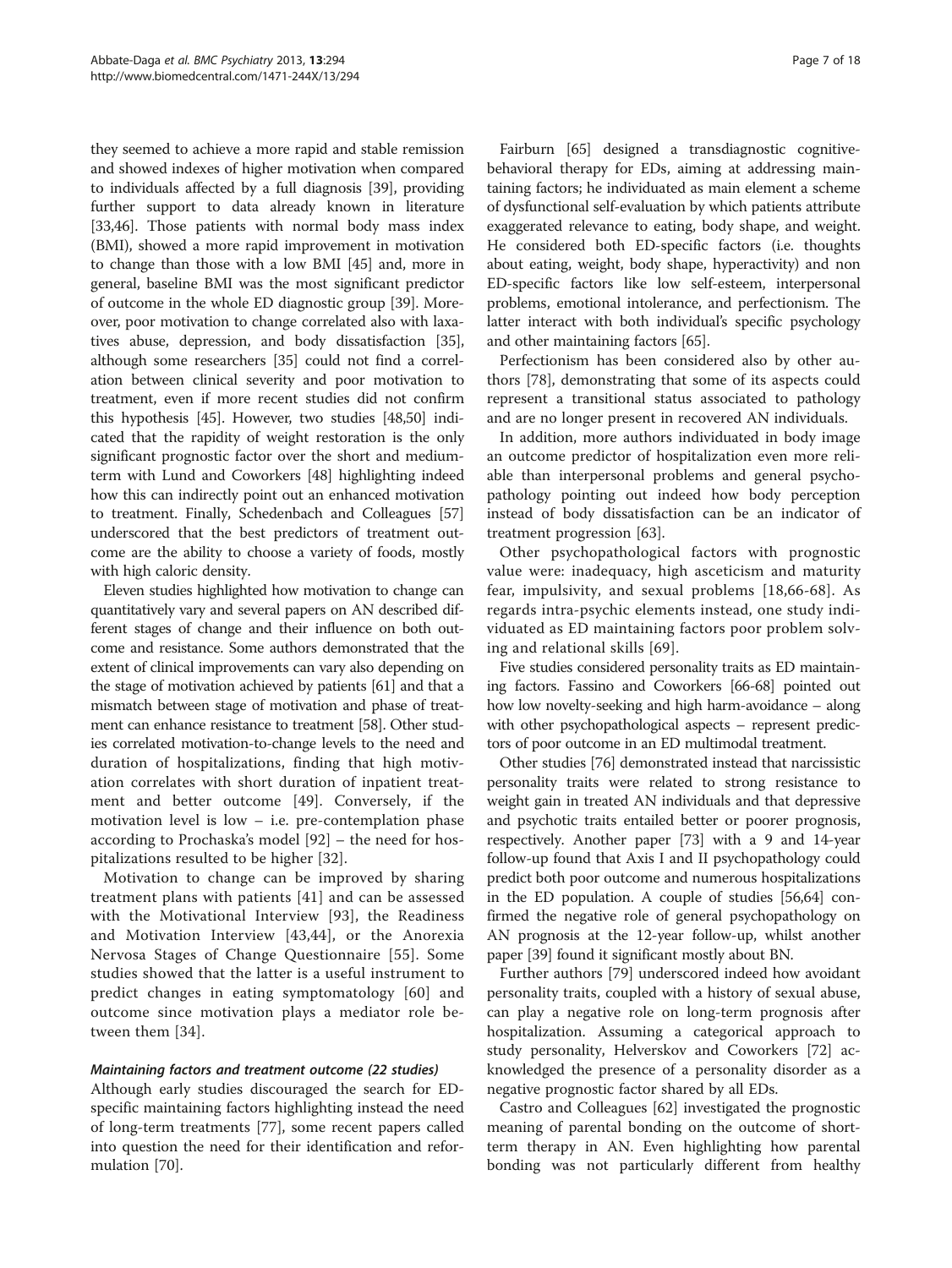they seemed to achieve a more rapid and stable remission and showed indexes of higher motivation when compared to individuals affected by a full diagnosis [39], providing further support to data already known in literature [33,46]. Those patients with normal body mass index (BMI), showed a more rapid improvement in motivation to change than those with a low BMI [45] and, more in general, baseline BMI was the most significant predictor of outcome in the whole ED diagnostic group [39]. Moreover, poor motivation to change correlated also with laxatives abuse, depression, and body dissatisfaction [35], although some researchers [35] could not find a correlation between clinical severity and poor motivation to treatment, even if more recent studies did not confirm this hypothesis [45]. However, two studies [48,50] indicated that the rapidity of weight restoration is the only significant prognostic factor over the short and medium-term with Lund and Coworkers [48] highlighting indeed how this can indirectly point out an enhanced motivation to treatment. Finally, Schedenbach and Colleagues [57] underscored that the best predictors of treatment outcome are the ability to choose a variety of foods, mostly with high caloric density.

Eleven studies highlighted how motivation to change can quantitatively vary and several papers on AN described different stages of change and their influence on both outcome and resistance. Some authors demonstrated that the extent of clinical improvements can vary also depending on the stage of motivation achieved by patients [61] and that a mismatch between stage of motivation and phase of treatment can enhance resistance to treatment [58]. Other studies correlated motivation-to-change levels to the need and duration of hospitalizations, finding that high motivation correlates with short duration of inpatient treatment and better outcome [49]. Conversely, if the motivation level is low – i.e. pre-contemplation phase according to Prochaska's model [92] – the need for hospitalizations resulted to be higher [32].

Motivation to change can be improved by sharing treatment plans with patients [41] and can be assessed with the Motivational Interview [93], the Readiness and Motivation Interview [43,44], or the Anorexia Nervosa Stages of Change Questionnaire [55]. Some studies showed that the latter is a useful instrument to predict changes in eating symptomatology [60] and outcome since motivation plays a mediator role between them [34].

#### *Maintaining factors and treatment outcome (22 studies)*

Although early studies discouraged the search for ED-specific maintaining factors highlighting instead the need of long-term treatments [77], some recent papers called into question the need for their identification and reformulation [70].

Fairburn [65] designed a transdiagnostic cognitive-behavioral therapy for EDs, aiming at addressing maintaining factors; he individuated as main element a scheme of dysfunctional self-evaluation by which patients attribute exaggerated relevance to eating, body shape, and weight. He considered both ED-specific factors (i.e. thoughts about eating, weight, body shape, hyperactivity) and non ED-specific factors like low self-esteem, interpersonal problems, emotional intolerance, and perfectionism. The latter interact with both individual's specific psychology and other maintaining factors [65].

Perfectionism has been considered also by other authors [78], demonstrating that some of its aspects could represent a transitional status associated to pathology and are no longer present in recovered AN individuals.

In addition, more authors individuated in body image an outcome predictor of hospitalization even more reliable than interpersonal problems and general psychopathology pointing out indeed how body perception instead of body dissatisfaction can be an indicator of treatment progression [63].

Other psychopathological factors with prognostic value were: inadequacy, high asceticism and maturity fear, impulsivity, and sexual problems [18,66-68]. As regards intra-psychic elements instead, one study individuated as ED maintaining factors poor problem solving and relational skills [69].

Five studies considered personality traits as ED maintaining factors. Fassino and Coworkers [66-68] pointed out how low novelty-seeking and high harm-avoidance – along with other psychopathological aspects – represent predictors of poor outcome in an ED multimodal treatment.

Other studies [76] demonstrated instead that narcissistic personality traits were related to strong resistance to weight gain in treated AN individuals and that depressive and psychotic traits entailed better or poorer prognosis, respectively. Another paper [73] with a 9 and 14-year follow-up found that Axis I and II psychopathology could predict both poor outcome and numerous hospitalizations in the ED population. A couple of studies [56,64] confirmed the negative role of general psychopathology on AN prognosis at the 12-year follow-up, whilst another paper [39] found it significant mostly about BN.

Further authors [79] underscored indeed how avoidant personality traits, coupled with a history of sexual abuse, can play a negative role on long-term prognosis after hospitalization. Assuming a categorical approach to study personality, Helverskov and Coworkers [72] acknowledged the presence of a personality disorder as a negative prognostic factor shared by all EDs.

Castro and Colleagues [62] investigated the prognostic meaning of parental bonding on the outcome of short-term therapy in AN. Even highlighting how parental bonding was not particularly different from healthy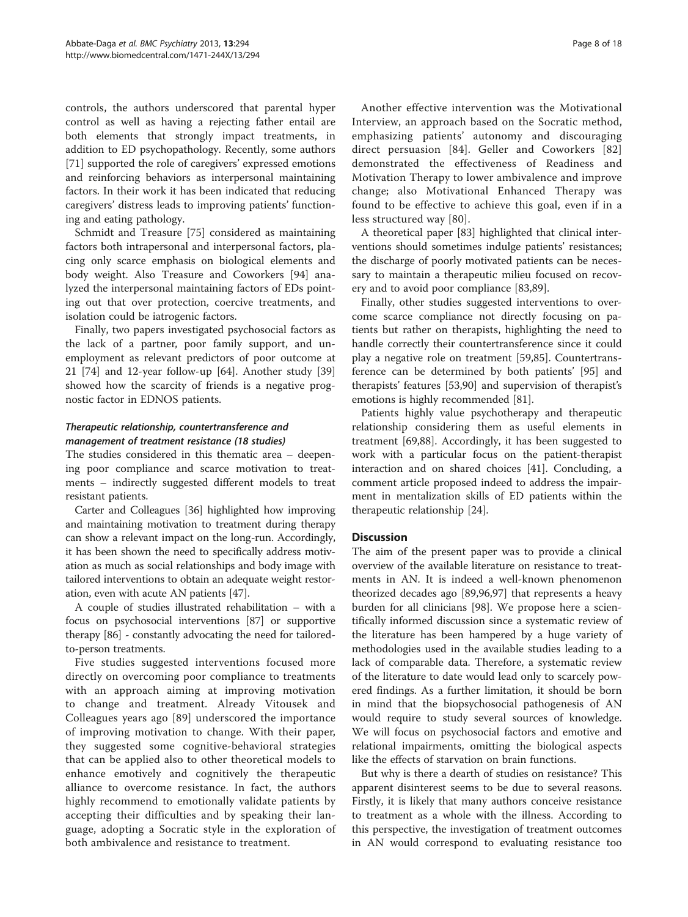controls, the authors underscored that parental hyper control as well as having a rejecting father entail are both elements that strongly impact treatments, in addition to ED psychopathology. Recently, some authors [71] supported the role of caregivers' expressed emotions and reinforcing behaviors as interpersonal maintaining factors. In their work it has been indicated that reducing caregivers' distress leads to improving patients' functioning and eating pathology.

Schmidt and Treasure [75] considered as maintaining factors both intrapersonal and interpersonal factors, placing only scarce emphasis on biological elements and body weight. Also Treasure and Coworkers [94] analyzed the interpersonal maintaining factors of EDs pointing out that over protection, coercive treatments, and isolation could be iatrogenic factors.

Finally, two papers investigated psychosocial factors as the lack of a partner, poor family support, and unemployment as relevant predictors of poor outcome at 21 [74] and 12-year follow-up [64]. Another study [39] showed how the scarcity of friends is a negative prognostic factor in EDNOS patients.

### *Therapeutic relationship, countertransference and management of treatment resistance (18 studies)*

The studies considered in this thematic area – deepening poor compliance and scarce motivation to treatments – indirectly suggested different models to treat resistant patients.

Carter and Colleagues [36] highlighted how improving and maintaining motivation to treatment during therapy can show a relevant impact on the long-run. Accordingly, it has been shown the need to specifically address motivation as much as social relationships and body image with tailored interventions to obtain an adequate weight restoration, even with acute AN patients [47].

A couple of studies illustrated rehabilitation – with a focus on psychosocial interventions [87] or supportive therapy [86] - constantly advocating the need for tailored-to-person treatments.

Five studies suggested interventions focused more directly on overcoming poor compliance to treatments with an approach aiming at improving motivation to change and treatment. Already Vitousek and Colleagues years ago [89] underscored the importance of improving motivation to change. With their paper, they suggested some cognitive-behavioral strategies that can be applied also to other theoretical models to enhance emotively and cognitively the therapeutic alliance to overcome resistance. In fact, the authors highly recommend to emotionally validate patients by accepting their difficulties and by speaking their language, adopting a Socratic style in the exploration of both ambivalence and resistance to treatment.

Another effective intervention was the Motivational Interview, an approach based on the Socratic method, emphasizing patients' autonomy and discouraging direct persuasion [84]. Geller and Coworkers [82] demonstrated the effectiveness of Readiness and Motivation Therapy to lower ambivalence and improve change; also Motivational Enhanced Therapy was found to be effective to achieve this goal, even if in a less structured way [80].

A theoretical paper [83] highlighted that clinical interventions should sometimes indulge patients' resistances; the discharge of poorly motivated patients can be necessary to maintain a therapeutic milieu focused on recovery and to avoid poor compliance [83,89].

Finally, other studies suggested interventions to overcome scarce compliance not directly focusing on patients but rather on therapists, highlighting the need to handle correctly their countertransference since it could play a negative role on treatment [59,85]. Countertransference can be determined by both patients' [95] and therapists' features [53,90] and supervision of therapist's emotions is highly recommended [81].

Patients highly value psychotherapy and therapeutic relationship considering them as useful elements in treatment [69,88]. Accordingly, it has been suggested to work with a particular focus on the patient-therapist interaction and on shared choices [41]. Concluding, a comment article proposed indeed to address the impairment in mentalization skills of ED patients within the therapeutic relationship [24].

## Discussion

The aim of the present paper was to provide a clinical overview of the available literature on resistance to treatments in AN. It is indeed a well-known phenomenon theorized decades ago [89,96,97] that represents a heavy burden for all clinicians [98]. We propose here a scientifically informed discussion since a systematic review of the literature has been hampered by a huge variety of methodologies used in the available studies leading to a lack of comparable data. Therefore, a systematic review of the literature to date would lead only to scarcely powered findings. As a further limitation, it should be born in mind that the biopsychosocial pathogenesis of AN would require to study several sources of knowledge. We will focus on psychosocial factors and emotive and relational impairments, omitting the biological aspects like the effects of starvation on brain functions.

But why is there a dearth of studies on resistance? This apparent disinterest seems to be due to several reasons. Firstly, it is likely that many authors conceive resistance to treatment as a whole with the illness. According to this perspective, the investigation of treatment outcomes in AN would correspond to evaluating resistance too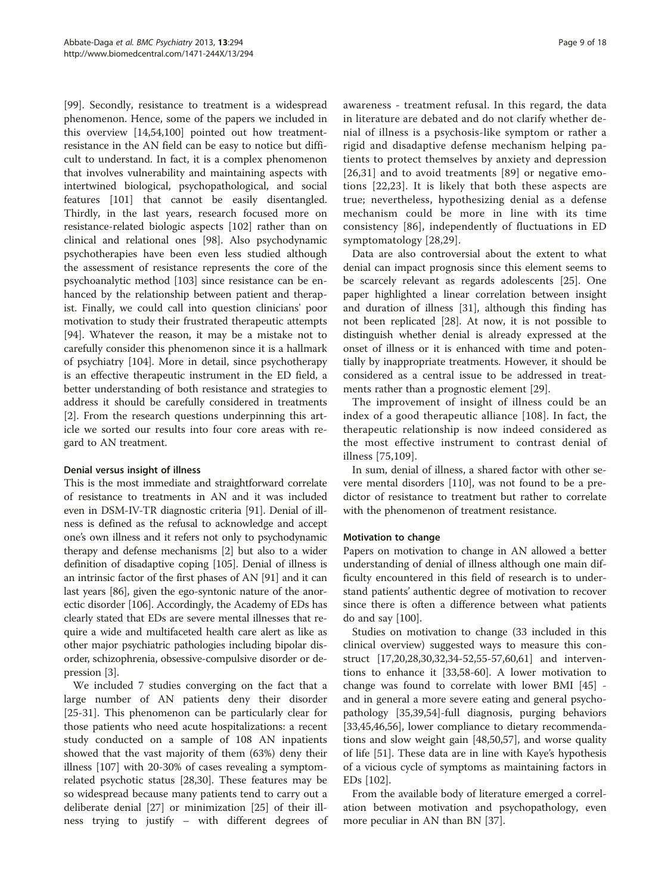[99]. Secondly, resistance to treatment is a widespread phenomenon. Hence, some of the papers we included in this overview [14,54,100] pointed out how treatment-resistance in the AN field can be easy to notice but difficult to understand. In fact, it is a complex phenomenon that involves vulnerability and maintaining aspects with intertwined biological, psychopathological, and social features [101] that cannot be easily disentangled. Thirdly, in the last years, research focused more on resistance-related biologic aspects [102] rather than on clinical and relational ones [98]. Also psychodynamic psychotherapies have been even less studied although the assessment of resistance represents the core of the psychoanalytic method [103] since resistance can be enhanced by the relationship between patient and therapist. Finally, we could call into question clinicians' poor motivation to study their frustrated therapeutic attempts [94]. Whatever the reason, it may be a mistake not to carefully consider this phenomenon since it is a hallmark of psychiatry [104]. More in detail, since psychotherapy is an effective therapeutic instrument in the ED field, a better understanding of both resistance and strategies to address it should be carefully considered in treatments [2]. From the research questions underpinning this article we sorted our results into four core areas with regard to AN treatment.

#### Denial versus insight of illness

This is the most immediate and straightforward correlate of resistance to treatments in AN and it was included even in DSM-IV-TR diagnostic criteria [91]. Denial of illness is defined as the refusal to acknowledge and accept one's own illness and it refers not only to psychodynamic therapy and defense mechanisms [2] but also to a wider definition of disadaptive coping [105]. Denial of illness is an intrinsic factor of the first phases of AN [91] and it can last years [86], given the ego-syntonic nature of the anorectic disorder [106]. Accordingly, the Academy of EDs has clearly stated that EDs are severe mental illnesses that require a wide and multifaceted health care alert as like as other major psychiatric pathologies including bipolar disorder, schizophrenia, obsessive-compulsive disorder or depression [3].

We included 7 studies converging on the fact that a large number of AN patients deny their disorder [25-31]. This phenomenon can be particularly clear for those patients who need acute hospitalizations: a recent study conducted on a sample of 108 AN inpatients showed that the vast majority of them (63%) deny their illness [107] with 20-30% of cases revealing a symptom-related psychotic status [28,30]. These features may be so widespread because many patients tend to carry out a deliberate denial [27] or minimization [25] of their illness trying to justify – with different degrees of awareness - treatment refusal. In this regard, the data in literature are debated and do not clarify whether denial of illness is a psychosis-like symptom or rather a rigid and disadaptive defense mechanism helping patients to protect themselves by anxiety and depression [26,31] and to avoid treatments [89] or negative emotions [22,23]. It is likely that both these aspects are true; nevertheless, hypothesizing denial as a defense mechanism could be more in line with its time consistency [86], independently of fluctuations in ED symptomatology [28,29].

Data are also controversial about the extent to what denial can impact prognosis since this element seems to be scarcely relevant as regards adolescents [25]. One paper highlighted a linear correlation between insight and duration of illness [31], although this finding has not been replicated [28]. At now, it is not possible to distinguish whether denial is already expressed at the onset of illness or it is enhanced with time and potentially by inappropriate treatments. However, it should be considered as a central issue to be addressed in treatments rather than a prognostic element [29].

The improvement of insight of illness could be an index of a good therapeutic alliance [108]. In fact, the therapeutic relationship is now indeed considered as the most effective instrument to contrast denial of illness [75,109].

In sum, denial of illness, a shared factor with other severe mental disorders [110], was not found to be a predictor of resistance to treatment but rather to correlate with the phenomenon of treatment resistance.

#### Motivation to change

Papers on motivation to change in AN allowed a better understanding of denial of illness although one main difficulty encountered in this field of research is to understand patients' authentic degree of motivation to recover since there is often a difference between what patients do and say [100].

Studies on motivation to change (33 included in this clinical overview) suggested ways to measure this construct [17,20,28,30,32,34-52,55-57,60,61] and interventions to enhance it [33,58-60]. A lower motivation to change was found to correlate with lower BMI [45] - and in general a more severe eating and general psychopathology [35,39,54]-full diagnosis, purging behaviors [33,45,46,56], lower compliance to dietary recommendations and slow weight gain [48,50,57], and worse quality of life [51]. These data are in line with Kaye's hypothesis of a vicious cycle of symptoms as maintaining factors in EDs [102].

From the available body of literature emerged a correlation between motivation and psychopathology, even more peculiar in AN than BN [37].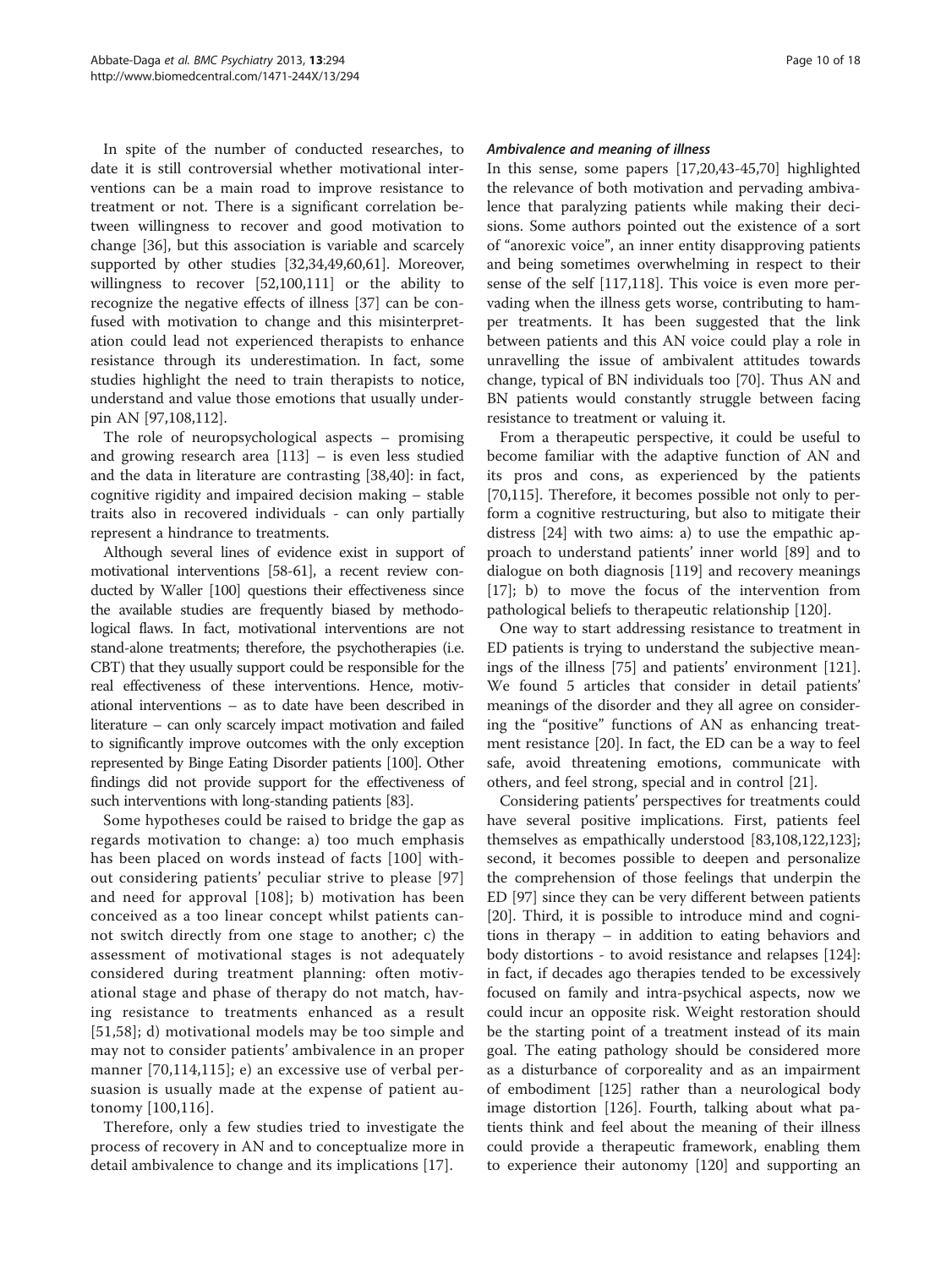In spite of the number of conducted researches, to date it is still controversial whether motivational interventions can be a main road to improve resistance to treatment or not. There is a significant correlation between willingness to recover and good motivation to change [36], but this association is variable and scarcely supported by other studies [32,34,49,60,61]. Moreover, willingness to recover [52,100,111] or the ability to recognize the negative effects of illness [37] can be confused with motivation to change and this misinterpretation could lead not experienced therapists to enhance resistance through its underestimation. In fact, some studies highlight the need to train therapists to notice, understand and value those emotions that usually underpin AN [97,108,112].

The role of neuropsychological aspects – promising and growing research area [113] – is even less studied and the data in literature are contrasting [38,40]: in fact, cognitive rigidity and impaired decision making – stable traits also in recovered individuals - can only partially represent a hindrance to treatments.

Although several lines of evidence exist in support of motivational interventions [58-61], a recent review conducted by Waller [100] questions their effectiveness since the available studies are frequently biased by methodological flaws. In fact, motivational interventions are not stand-alone treatments; therefore, the psychotherapies (i.e. CBT) that they usually support could be responsible for the real effectiveness of these interventions. Hence, motivational interventions – as to date have been described in literature – can only scarcely impact motivation and failed to significantly improve outcomes with the only exception represented by Binge Eating Disorder patients [100]. Other findings did not provide support for the effectiveness of such interventions with long-standing patients [83].

Some hypotheses could be raised to bridge the gap as regards motivation to change: a) too much emphasis has been placed on words instead of facts [100] without considering patients' peculiar strive to please [97] and need for approval [108]; b) motivation has been conceived as a too linear concept whilst patients cannot switch directly from one stage to another; c) the assessment of motivational stages is not adequately considered during treatment planning: often motivational stage and phase of therapy do not match, having resistance to treatments enhanced as a result [51,58]; d) motivational models may be too simple and may not to consider patients' ambivalence in an proper manner [70,114,115]; e) an excessive use of verbal persuasion is usually made at the expense of patient autonomy [100,116].

Therefore, only a few studies tried to investigate the process of recovery in AN and to conceptualize more in detail ambivalence to change and its implications [17].

#### *Ambivalence and meaning of illness*

In this sense, some papers [17,20,43-45,70] highlighted the relevance of both motivation and pervading ambivalence that paralyzing patients while making their decisions. Some authors pointed out the existence of a sort of "anorexic voice", an inner entity disapproving patients and being sometimes overwhelming in respect to their sense of the self [117,118]. This voice is even more pervading when the illness gets worse, contributing to hamper treatments. It has been suggested that the link between patients and this AN voice could play a role in unravelling the issue of ambivalent attitudes towards change, typical of BN individuals too [70]. Thus AN and BN patients would constantly struggle between facing resistance to treatment or valuing it.

From a therapeutic perspective, it could be useful to become familiar with the adaptive function of AN and its pros and cons, as experienced by the patients [70,115]. Therefore, it becomes possible not only to perform a cognitive restructuring, but also to mitigate their distress [24] with two aims: a) to use the empathic approach to understand patients' inner world [89] and to dialogue on both diagnosis [119] and recovery meanings [17]; b) to move the focus of the intervention from pathological beliefs to therapeutic relationship [120].

One way to start addressing resistance to treatment in ED patients is trying to understand the subjective meanings of the illness [75] and patients' environment [121]. We found 5 articles that consider in detail patients' meanings of the disorder and they all agree on considering the "positive" functions of AN as enhancing treatment resistance [20]. In fact, the ED can be a way to feel safe, avoid threatening emotions, communicate with others, and feel strong, special and in control [21].

Considering patients' perspectives for treatments could have several positive implications. First, patients feel themselves as empathically understood [83,108,122,123]; second, it becomes possible to deepen and personalize the comprehension of those feelings that underpin the ED [97] since they can be very different between patients [20]. Third, it is possible to introduce mind and cognitions in therapy – in addition to eating behaviors and body distortions - to avoid resistance and relapses [124]: in fact, if decades ago therapies tended to be excessively focused on family and intra-psychical aspects, now we could incur an opposite risk. Weight restoration should be the starting point of a treatment instead of its main goal. The eating pathology should be considered more as a disturbance of corporeality and as an impairment of embodiment [125] rather than a neurological body image distortion [126]. Fourth, talking about what patients think and feel about the meaning of their illness could provide a therapeutic framework, enabling them to experience their autonomy [120] and supporting an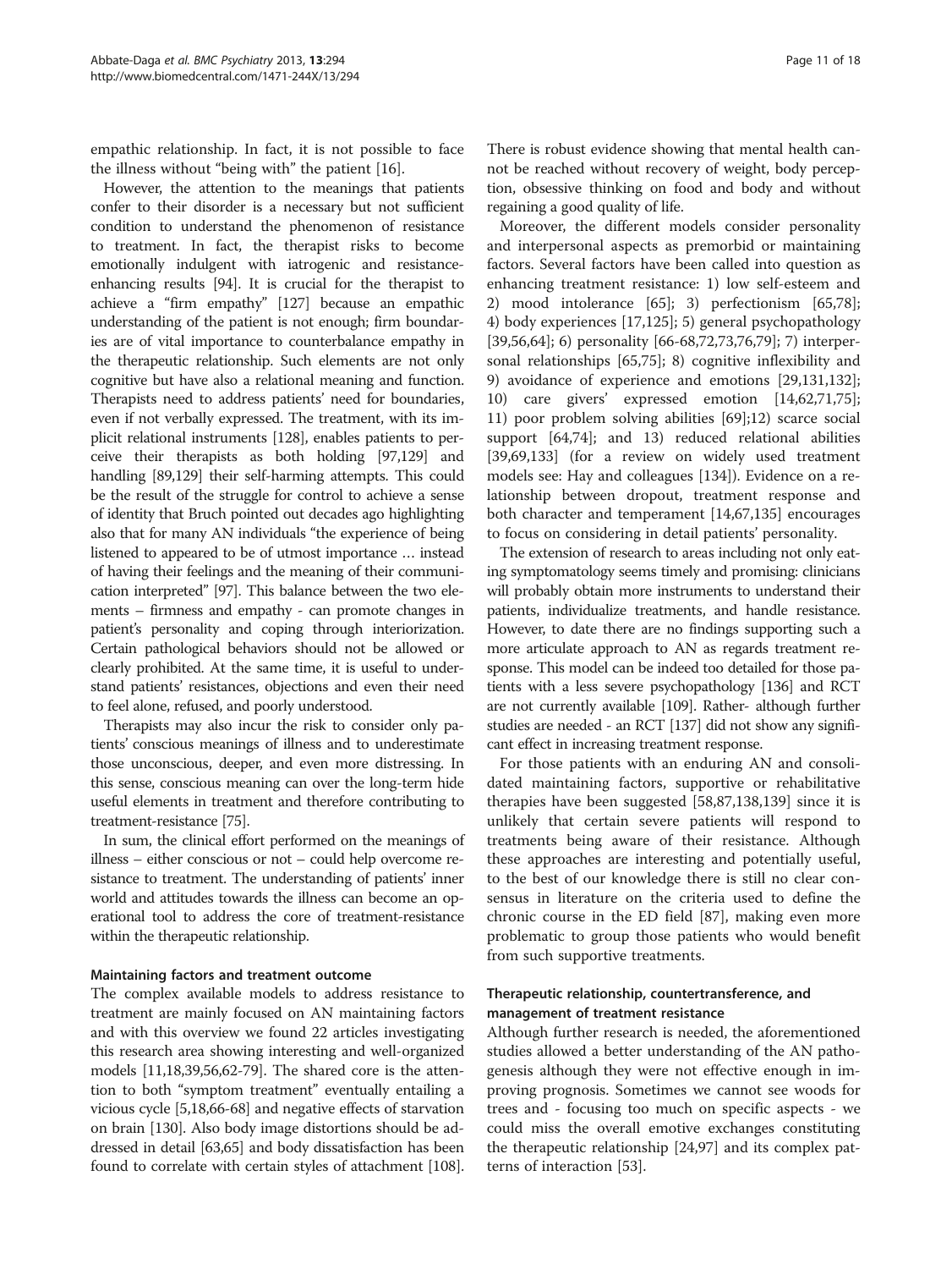empathic relationship. In fact, it is not possible to face the illness without "being with" the patient [16].

However, the attention to the meanings that patients confer to their disorder is a necessary but not sufficient condition to understand the phenomenon of resistance to treatment. In fact, the therapist risks to become emotionally indulgent with iatrogenic and resistance-enhancing results [94]. It is crucial for the therapist to achieve a "firm empathy" [127] because an empathic understanding of the patient is not enough; firm boundaries are of vital importance to counterbalance empathy in the therapeutic relationship. Such elements are not only cognitive but have also a relational meaning and function. Therapists need to address patients' need for boundaries, even if not verbally expressed. The treatment, with its implicit relational instruments [128], enables patients to perceive their therapists as both holding [97,129] and handling [89,129] their self-harming attempts. This could be the result of the struggle for control to achieve a sense of identity that Bruch pointed out decades ago highlighting also that for many AN individuals "the experience of being listened to appeared to be of utmost importance … instead of having their feelings and the meaning of their communication interpreted" [97]. This balance between the two elements – firmness and empathy - can promote changes in patient's personality and coping through interiorization. Certain pathological behaviors should not be allowed or clearly prohibited. At the same time, it is useful to understand patients' resistances, objections and even their need to feel alone, refused, and poorly understood.

Therapists may also incur the risk to consider only patients' conscious meanings of illness and to underestimate those unconscious, deeper, and even more distressing. In this sense, conscious meaning can over the long-term hide useful elements in treatment and therefore contributing to treatment-resistance [75].

In sum, the clinical effort performed on the meanings of illness – either conscious or not – could help overcome resistance to treatment. The understanding of patients' inner world and attitudes towards the illness can become an operational tool to address the core of treatment-resistance within the therapeutic relationship.

#### Maintaining factors and treatment outcome

The complex available models to address resistance to treatment are mainly focused on AN maintaining factors and with this overview we found 22 articles investigating this research area showing interesting and well-organized models [11,18,39,56,62-79]. The shared core is the attention to both "symptom treatment" eventually entailing a vicious cycle [5,18,66-68] and negative effects of starvation on brain [130]. Also body image distortions should be addressed in detail [63,65] and body dissatisfaction has been found to correlate with certain styles of attachment [108]. There is robust evidence showing that mental health cannot be reached without recovery of weight, body perception, obsessive thinking on food and body and without regaining a good quality of life.

Moreover, the different models consider personality and interpersonal aspects as premorbid or maintaining factors. Several factors have been called into question as enhancing treatment resistance: 1) low self-esteem and 2) mood intolerance [65]; 3) perfectionism [65,78]; 4) body experiences [17,125]; 5) general psychopathology [39,56,64]; 6) personality [66-68,72,73,76,79]; 7) interpersonal relationships [65,75]; 8) cognitive inflexibility and 9) avoidance of experience and emotions [29,131,132]; 10) care givers' expressed emotion [14,62,71,75]; 11) poor problem solving abilities [69];12) scarce social support [64,74]; and 13) reduced relational abilities [39,69,133] (for a review on widely used treatment models see: Hay and colleagues [134]). Evidence on a relationship between dropout, treatment response and both character and temperament [14,67,135] encourages to focus on considering in detail patients' personality.

The extension of research to areas including not only eating symptomatology seems timely and promising: clinicians will probably obtain more instruments to understand their patients, individualize treatments, and handle resistance. However, to date there are no findings supporting such a more articulate approach to AN as regards treatment response. This model can be indeed too detailed for those patients with a less severe psychopathology [136] and RCT are not currently available [109]. Rather- although further studies are needed - an RCT [137] did not show any significant effect in increasing treatment response.

For those patients with an enduring AN and consolidated maintaining factors, supportive or rehabilitative therapies have been suggested [58,87,138,139] since it is unlikely that certain severe patients will respond to treatments being aware of their resistance. Although these approaches are interesting and potentially useful, to the best of our knowledge there is still no clear consensus in literature on the criteria used to define the chronic course in the ED field [87], making even more problematic to group those patients who would benefit from such supportive treatments.

#### Therapeutic relationship, countertransference, and management of treatment resistance

Although further research is needed, the aforementioned studies allowed a better understanding of the AN pathogenesis although they were not effective enough in improving prognosis. Sometimes we cannot see woods for trees and - focusing too much on specific aspects - we could miss the overall emotive exchanges constituting the therapeutic relationship [24,97] and its complex patterns of interaction [53].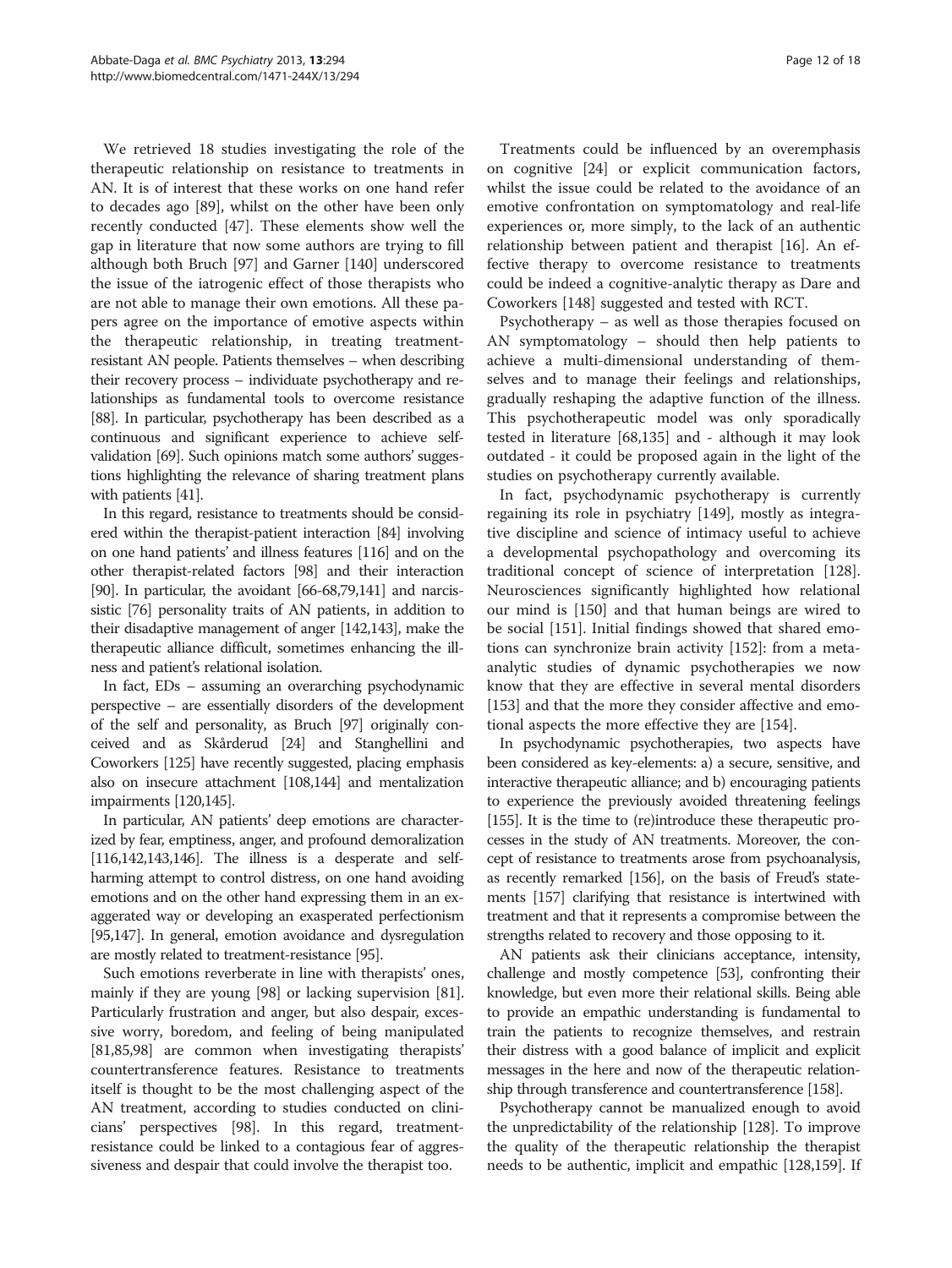We retrieved 18 studies investigating the role of the therapeutic relationship on resistance to treatments in AN. It is of interest that these works on one hand refer to decades ago [89], whilst on the other have been only recently conducted [47]. These elements show well the gap in literature that now some authors are trying to fill although both Bruch [97] and Garner [140] underscored the issue of the iatrogenic effect of those therapists who are not able to manage their own emotions. All these papers agree on the importance of emotive aspects within the therapeutic relationship, in treating treatment-resistant AN people. Patients themselves – when describing their recovery process – individuate psychotherapy and relationships as fundamental tools to overcome resistance [88]. In particular, psychotherapy has been described as a continuous and significant experience to achieve self-validation [69]. Such opinions match some authors' suggestions highlighting the relevance of sharing treatment plans with patients [41].

In this regard, resistance to treatments should be considered within the therapist-patient interaction [84] involving on one hand patients' and illness features [116] and on the other therapist-related factors [98] and their interaction [90]. In particular, the avoidant [66-68,79,141] and narcissistic [76] personality traits of AN patients, in addition to their disadaptive management of anger [142,143], make the therapeutic alliance difficult, sometimes enhancing the illness and patient's relational isolation.

In fact, EDs – assuming an overarching psychodynamic perspective – are essentially disorders of the development of the self and personality, as Bruch [97] originally conceived and as Skårderud [24] and Stanghellini and Coworkers [125] have recently suggested, placing emphasis also on insecure attachment [108,144] and mentalization impairments [120,145].

In particular, AN patients' deep emotions are characterized by fear, emptiness, anger, and profound demoralization [116,142,143,146]. The illness is a desperate and self-harming attempt to control distress, on one hand avoiding emotions and on the other hand expressing them in an exaggerated way or developing an exasperated perfectionism [95,147]. In general, emotion avoidance and dysregulation are mostly related to treatment-resistance [95].

Such emotions reverberate in line with therapists' ones, mainly if they are young [98] or lacking supervision [81]. Particularly frustration and anger, but also despair, excessive worry, boredom, and feeling of being manipulated [81,85,98] are common when investigating therapists' countertransference features. Resistance to treatments itself is thought to be the most challenging aspect of the AN treatment, according to studies conducted on clinicians' perspectives [98]. In this regard, treatment-resistance could be linked to a contagious fear of aggressiveness and despair that could involve the therapist too.

Treatments could be influenced by an overemphasis on cognitive [24] or explicit communication factors, whilst the issue could be related to the avoidance of an emotive confrontation on symptomatology and real-life experiences or, more simply, to the lack of an authentic relationship between patient and therapist [16]. An effective therapy to overcome resistance to treatments could be indeed a cognitive-analytic therapy as Dare and Coworkers [148] suggested and tested with RCT.

Psychotherapy – as well as those therapies focused on AN symptomatology – should then help patients to achieve a multi-dimensional understanding of themselves and to manage their feelings and relationships, gradually reshaping the adaptive function of the illness. This psychotherapeutic model was only sporadically tested in literature [68,135] and - although it may look outdated - it could be proposed again in the light of the studies on psychotherapy currently available.

In fact, psychodynamic psychotherapy is currently regaining its role in psychiatry [149], mostly as integrative discipline and science of intimacy useful to achieve a developmental psychopathology and overcoming its traditional concept of science of interpretation [128]. Neurosciences significantly highlighted how relational our mind is [150] and that human beings are wired to be social [151]. Initial findings showed that shared emotions can synchronize brain activity [152]: from a meta-analytic studies of dynamic psychotherapies we now know that they are effective in several mental disorders [153] and that the more they consider affective and emotional aspects the more effective they are [154].

In psychodynamic psychotherapies, two aspects have been considered as key-elements: a) a secure, sensitive, and interactive therapeutic alliance; and b) encouraging patients to experience the previously avoided threatening feelings [155]. It is the time to (re)introduce these therapeutic processes in the study of AN treatments. Moreover, the concept of resistance to treatments arose from psychoanalysis, as recently remarked [156], on the basis of Freud's statements [157] clarifying that resistance is intertwined with treatment and that it represents a compromise between the strengths related to recovery and those opposing to it.

AN patients ask their clinicians acceptance, intensity, challenge and mostly competence [53], confronting their knowledge, but even more their relational skills. Being able to provide an empathic understanding is fundamental to train the patients to recognize themselves, and restrain their distress with a good balance of implicit and explicit messages in the here and now of the therapeutic relationship through transference and countertransference [158].

Psychotherapy cannot be manualized enough to avoid the unpredictability of the relationship [128]. To improve the quality of the therapeutic relationship the therapist needs to be authentic, implicit and empathic [128,159]. If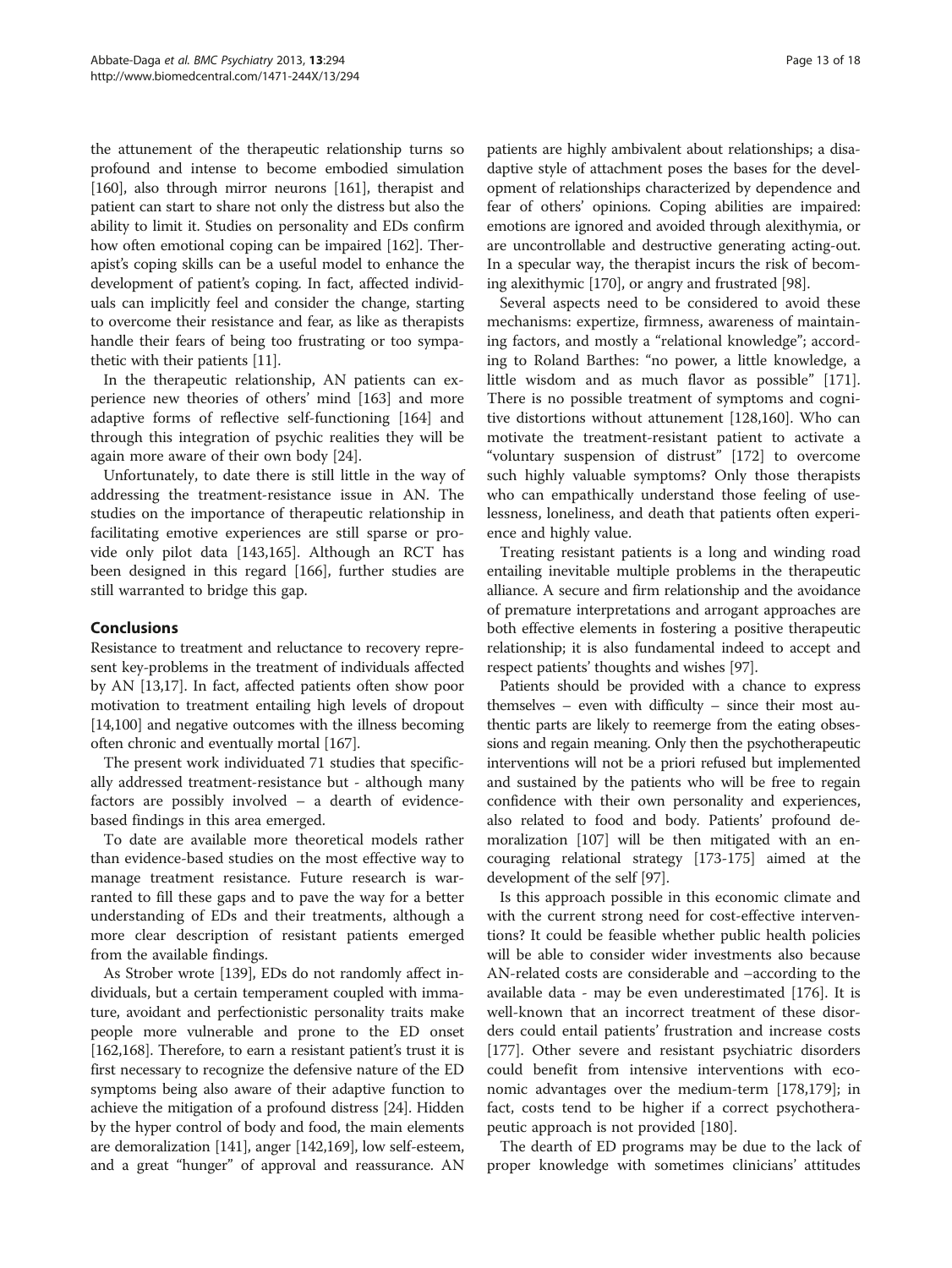the attunement of the therapeutic relationship turns so profound and intense to become embodied simulation [160], also through mirror neurons [161], therapist and patient can start to share not only the distress but also the ability to limit it. Studies on personality and EDs confirm how often emotional coping can be impaired [162]. Therapist's coping skills can be a useful model to enhance the development of patient's coping. In fact, affected individuals can implicitly feel and consider the change, starting to overcome their resistance and fear, as like as therapists handle their fears of being too frustrating or too sympathetic with their patients [11].

In the therapeutic relationship, AN patients can experience new theories of others' mind [163] and more adaptive forms of reflective self-functioning [164] and through this integration of psychic realities they will be again more aware of their own body [24].

Unfortunately, to date there is still little in the way of addressing the treatment-resistance issue in AN. The studies on the importance of therapeutic relationship in facilitating emotive experiences are still sparse or provide only pilot data [143,165]. Although an RCT has been designed in this regard [166], further studies are still warranted to bridge this gap.

## Conclusions

Resistance to treatment and reluctance to recovery represent key-problems in the treatment of individuals affected by AN [13,17]. In fact, affected patients often show poor motivation to treatment entailing high levels of dropout [14,100] and negative outcomes with the illness becoming often chronic and eventually mortal [167].

The present work individuated 71 studies that specifically addressed treatment-resistance but - although many factors are possibly involved – a dearth of evidence-based findings in this area emerged.

To date are available more theoretical models rather than evidence-based studies on the most effective way to manage treatment resistance. Future research is warranted to fill these gaps and to pave the way for a better understanding of EDs and their treatments, although a more clear description of resistant patients emerged from the available findings.

As Strober wrote [139], EDs do not randomly affect individuals, but a certain temperament coupled with immature, avoidant and perfectionistic personality traits make people more vulnerable and prone to the ED onset [162,168]. Therefore, to earn a resistant patient's trust it is first necessary to recognize the defensive nature of the ED symptoms being also aware of their adaptive function to achieve the mitigation of a profound distress [24]. Hidden by the hyper control of body and food, the main elements are demoralization [141], anger [142,169], low self-esteem, and a great "hunger" of approval and reassurance. AN patients are highly ambivalent about relationships; a disadaptive style of attachment poses the bases for the development of relationships characterized by dependence and fear of others' opinions. Coping abilities are impaired: emotions are ignored and avoided through alexithymia, or are uncontrollable and destructive generating acting-out. In a specular way, the therapist incurs the risk of becoming alexithymic [170], or angry and frustrated [98].

Several aspects need to be considered to avoid these mechanisms: expertize, firmness, awareness of maintaining factors, and mostly a "relational knowledge"; according to Roland Barthes: "no power, a little knowledge, a little wisdom and as much flavor as possible" [171]. There is no possible treatment of symptoms and cognitive distortions without attunement [128,160]. Who can motivate the treatment-resistant patient to activate a "voluntary suspension of distrust" [172] to overcome such highly valuable symptoms? Only those therapists who can empathically understand those feeling of uselessness, loneliness, and death that patients often experience and highly value.

Treating resistant patients is a long and winding road entailing inevitable multiple problems in the therapeutic alliance. A secure and firm relationship and the avoidance of premature interpretations and arrogant approaches are both effective elements in fostering a positive therapeutic relationship; it is also fundamental indeed to accept and respect patients' thoughts and wishes [97].

Patients should be provided with a chance to express themselves – even with difficulty – since their most authentic parts are likely to reemerge from the eating obsessions and regain meaning. Only then the psychotherapeutic interventions will not be a priori refused but implemented and sustained by the patients who will be free to regain confidence with their own personality and experiences, also related to food and body. Patients' profound demoralization [107] will be then mitigated with an encouraging relational strategy [173-175] aimed at the development of the self [97].

Is this approach possible in this economic climate and with the current strong need for cost-effective interventions? It could be feasible whether public health policies will be able to consider wider investments also because AN-related costs are considerable and –according to the available data - may be even underestimated [176]. It is well-known that an incorrect treatment of these disorders could entail patients' frustration and increase costs [177]. Other severe and resistant psychiatric disorders could benefit from intensive interventions with economic advantages over the medium-term [178,179]; in fact, costs tend to be higher if a correct psychotherapeutic approach is not provided [180].

The dearth of ED programs may be due to the lack of proper knowledge with sometimes clinicians' attitudes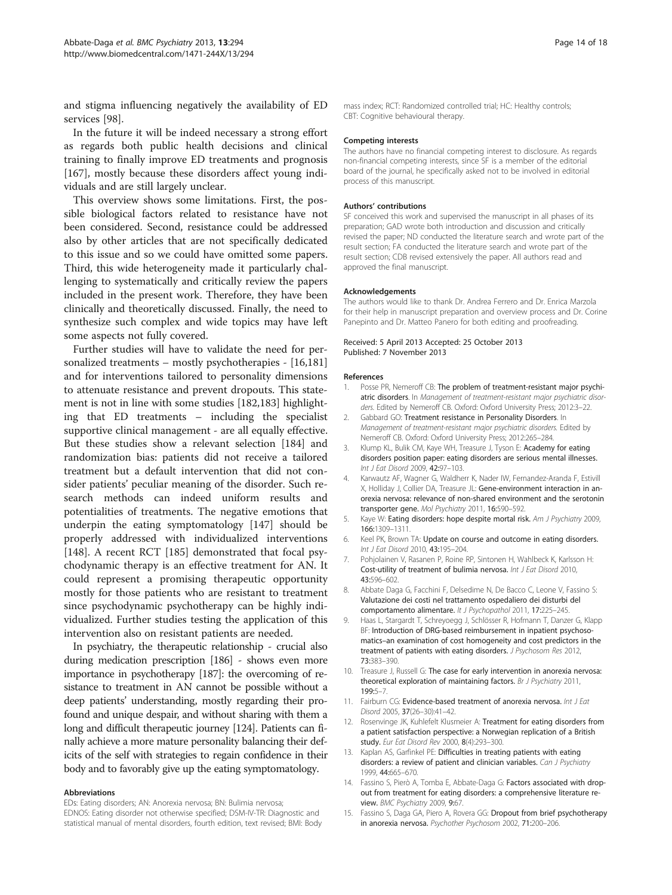and stigma influencing negatively the availability of ED services [98].

In the future it will be indeed necessary a strong effort as regards both public health decisions and clinical training to finally improve ED treatments and prognosis [167], mostly because these disorders affect young individuals and are still largely unclear.

This overview shows some limitations. First, the possible biological factors related to resistance have not been considered. Second, resistance could be addressed also by other articles that are not specifically dedicated to this issue and so we could have omitted some papers. Third, this wide heterogeneity made it particularly challenging to systematically and critically review the papers included in the present work. Therefore, they have been clinically and theoretically discussed. Finally, the need to synthesize such complex and wide topics may have left some aspects not fully covered.

Further studies will have to validate the need for personalized treatments – mostly psychotherapies - [16,181] and for interventions tailored to personality dimensions to attenuate resistance and prevent dropouts. This statement is not in line with some studies [182,183] highlighting that ED treatments – including the specialist supportive clinical management - are all equally effective. But these studies show a relevant selection [184] and randomization bias: patients did not receive a tailored treatment but a default intervention that did not consider patients' peculiar meaning of the disorder. Such research methods can indeed uniform results and potentialities of treatments. The negative emotions that underpin the eating symptomatology [147] should be properly addressed with individualized interventions [148]. A recent RCT [185] demonstrated that focal psychodynamic therapy is an effective treatment for AN. It could represent a promising therapeutic opportunity mostly for those patients who are resistant to treatment since psychodynamic psychotherapy can be highly individualized. Further studies testing the application of this intervention also on resistant patients are needed.

In psychiatry, the therapeutic relationship - crucial also during medication prescription [186] - shows even more importance in psychotherapy [187]: the overcoming of resistance to treatment in AN cannot be possible without a deep patients' understanding, mostly regarding their profound and unique despair, and without sharing with them a long and difficult therapeutic journey [124]. Patients can finally achieve a more mature personality balancing their deficits of the self with strategies to regain confidence in their body and to favorably give up the eating symptomatology.

#### Abbreviations

EDs: Eating disorders; AN: Anorexia nervosa; BN: Bulimia nervosa; EDNOS: Eating disorder not otherwise specified; DSM-IV-TR: Diagnostic and statistical manual of mental disorders, fourth edition, text revised; BMI: Body mass index; RCT: Randomized controlled trial; HC: Healthy controls; CBT: Cognitive behavioural therapy.

#### Competing interests

The authors have no financial competing interest to disclosure. As regards non-financial competing interests, since SF is a member of the editorial board of the journal, he specifically asked not to be involved in editorial process of this manuscript.

#### Authors' contributions

SF conceived this work and supervised the manuscript in all phases of its preparation; GAD wrote both introduction and discussion and critically revised the paper; ND conducted the literature search and wrote part of the result section; FA conducted the literature search and wrote part of the result section; CDB revised extensively the paper. All authors read and approved the final manuscript.

#### Acknowledgements

The authors would like to thank Dr. Andrea Ferrero and Dr. Enrica Marzola for their help in manuscript preparation and overview process and Dr. Corine Panepinto and Dr. Matteo Panero for both editing and proofreading.

Received: 5 April 2013 Accepted: 25 October 2013
Published: 7 November 2013

#### References

1. Posse PR, Nemeroff CB: **The problem of treatment-resistant major psychiatric disorders**. In *Management of treatment-resistant major psychiatric disorders*. Edited by Nemeroff CB. Oxford: Oxford University Press; 2012:3–22.
2. Gabbard GO: **Treatment resistance in Personality Disorders**. In *Management of treatment-resistant major psychiatric disorders*. Edited by Nemeroff CB. Oxford: Oxford University Press; 2012:265–284.
3. Klump KL, Bulik CM, Kaye WH, Treasure J, Tyson E: **Academy for eating disorders position paper: eating disorders are serious mental illnesses.** *Int J Eat Disord* 2009, **42:**97–103.
4. Karwautz AF, Wagner G, Waldherr K, Nader IW, Fernandez-Aranda F, Estivill X, Holliday J, Collier DA, Treasure JL: **Gene-environment interaction in anorexia nervosa: relevance of non-shared environment and the serotonin transporter gene.** *Mol Psychiatry* 2011, **16:**590–592.
5. Kaye W: **Eating disorders: hope despite mortal risk.** *Am J Psychiatry* 2009, **166:**1309–1311.
6. Keel PK, Brown TA: **Update on course and outcome in eating disorders.** *Int J Eat Disord* 2010, **43:**195–204.
7. Pohjolainen V, Rasanen P, Roine RP, Sintonen H, Wahlbeck K, Karlsson H: **Cost-utility of treatment of bulimia nervosa.** *Int J Eat Disord* 2010, **43:**596–602.
8. Abbate Daga G, Facchini F, Delsedime N, De Bacco C, Leone V, Fassino S: **Valutazione dei costi nel trattamento ospedaliero dei disturbi del comportamento alimentare.** *It J Psychopathol* 2011, **17:**225–245.
9. Haas L, Stargardt T, Schreyoegg J, Schlösser R, Hofmann T, Danzer G, Klapp BF: **Introduction of DRG-based reimbursement in inpatient psychosomatics–an examination of cost homogeneity and cost predictors in the treatment of patients with eating disorders.** *J Psychosom Res* 2012, **73:**383–390.
10. Treasure J, Russell G: **The case for early intervention in anorexia nervosa: theoretical exploration of maintaining factors.** *Br J Psychiatry* 2011, **199:**5–7.
11. Fairburn CG: **Evidence-based treatment of anorexia nervosa.** *Int J Eat Disord* 2005, **37**(26–30)**:**41–42.
12. Rosenvinge JK, Kuhlefelt Klusmeier A: **Treatment for eating disorders from a patient satisfaction perspective: a Norwegian replication of a British study.** *Eur Eat Disord Rev* 2000, **8**(4)**:**293–300.
13. Kaplan AS, Garfinkel PE: **Difficulties in treating patients with eating disorders: a review of patient and clinician variables.** *Can J Psychiatry* 1999, **44:**665–670.
14. Fassino S, Pierò A, Tomba E, Abbate-Daga G: **Factors associated with dropout from treatment for eating disorders: a comprehensive literature review.** *BMC Psychiatry* 2009, **9:**67.
15. Fassino S, Daga GA, Piero A, Rovera GG: **Dropout from brief psychotherapy in anorexia nervosa.** *Psychother Psychosom* 2002, **71:**200–206.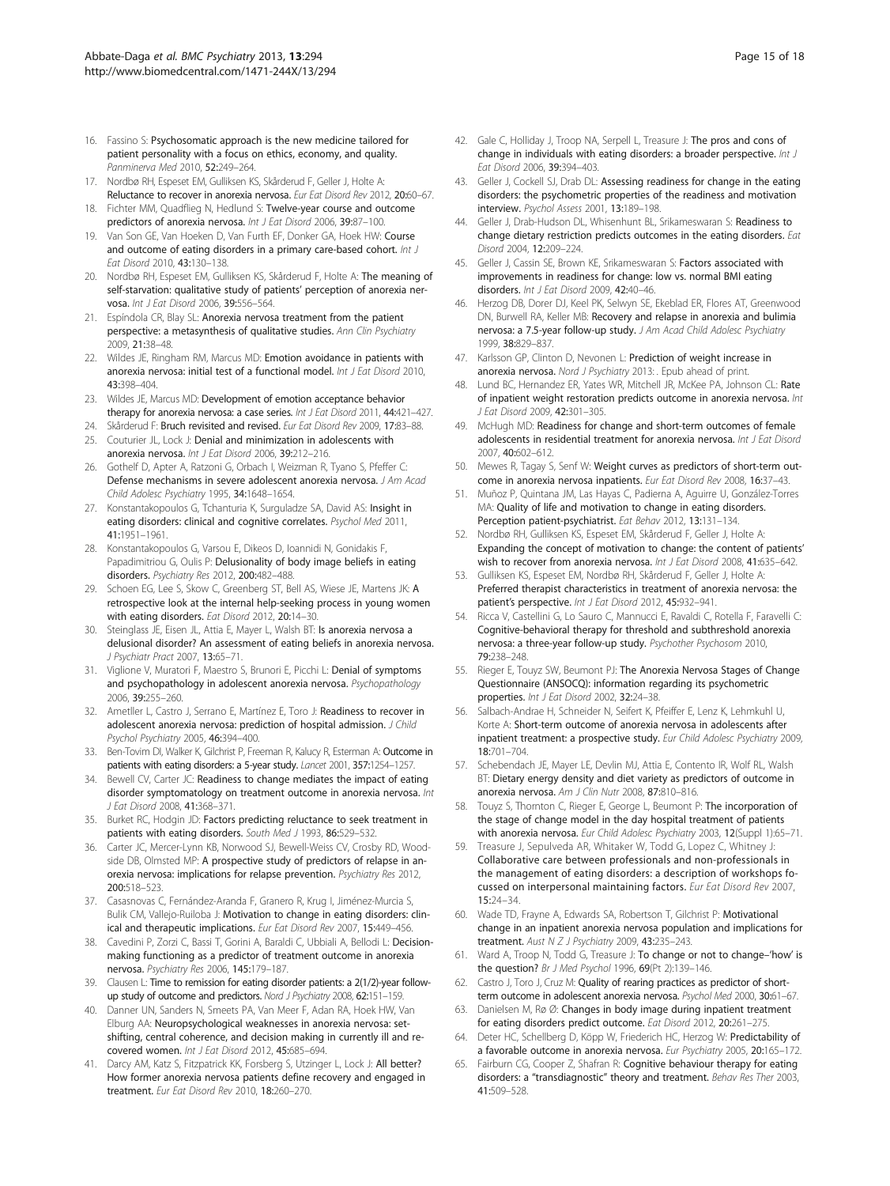16. Fassino S: **Psychosomatic approach is the new medicine tailored for patient personality with a focus on ethics, economy, and quality.** *Panminerva Med* 2010, **52:**249–264.
17. Nordbø RH, Espeset EM, Gulliksen KS, Skårderud F, Geller J, Holte A: **Reluctance to recover in anorexia nervosa.** *Eur Eat Disord Rev* 2012, **20:**60–67.
18. Fichter MM, Quadflieg N, Hedlund S: **Twelve-year course and outcome predictors of anorexia nervosa.** *Int J Eat Disord* 2006, **39:**87–100.
19. Van Son GE, Van Hoeken D, Van Furth EF, Donker GA, Hoek HW: **Course and outcome of eating disorders in a primary care-based cohort.** *Int J Eat Disord* 2010, **43:**130–138.
20. Nordbø RH, Espeset EM, Gulliksen KS, Skårderud F, Holte A: **The meaning of self-starvation: qualitative study of patients' perception of anorexia nervosa.** *Int J Eat Disord* 2006, **39:**556–564.
21. Espíndola CR, Blay SL: **Anorexia nervosa treatment from the patient perspective: a metasynthesis of qualitative studies.** *Ann Clin Psychiatry* 2009, **21:**38–48.
22. Wildes JE, Ringham RM, Marcus MD: **Emotion avoidance in patients with anorexia nervosa: initial test of a functional model.** *Int J Eat Disord* 2010, **43:**398–404.
23. Wildes JE, Marcus MD: **Development of emotion acceptance behavior therapy for anorexia nervosa: a case series.** *Int J Eat Disord* 2011, **44:**421–427.
24. Skårderud F: **Bruch revisited and revised.** *Eur Eat Disord Rev* 2009, **17:**83–88.
25. Couturier JL, Lock J: **Denial and minimization in adolescents with anorexia nervosa.** *Int J Eat Disord* 2006, **39:**212–216.
26. Gothelf D, Apter A, Ratzoni G, Orbach I, Weizman R, Tyano S, Pfeffer C: **Defense mechanisms in severe adolescent anorexia nervosa.** *J Am Acad Child Adolesc Psychiatry* 1995, **34:**1648–1654.
27. Konstantakopoulos G, Tchanturia K, Surguladze SA, David AS: **Insight in eating disorders: clinical and cognitive correlates.** *Psychol Med* 2011, **41:**1951–1961.
28. Konstantakopoulos G, Varsou E, Dikeos D, Ioannidi N, Gonidakis F, Papadimitriou G, Oulis P: **Delusionality of body image beliefs in eating disorders.** *Psychiatry Res* 2012, **200:**482–488.
29. Schoen EG, Lee S, Skow C, Greenberg ST, Bell AS, Wiese JE, Martens JK: **A retrospective look at the internal help-seeking process in young women with eating disorders.** *Eat Disord* 2012, **20:**14–30.
30. Steinglass JE, Eisen JL, Attia E, Mayer L, Walsh BT: **Is anorexia nervosa a delusional disorder? An assessment of eating beliefs in anorexia nervosa.** *J Psychiatr Pract* 2007, **13:**65–71.
31. Viglione V, Muratori F, Maestro S, Brunori E, Picchi L: **Denial of symptoms and psychopathology in adolescent anorexia nervosa.** *Psychopathology* 2006, **39:**255–260.
32. Ametller L, Castro J, Serrano E, Martínez E, Toro J: **Readiness to recover in adolescent anorexia nervosa: prediction of hospital admission.** *J Child Psychol Psychiatry* 2005, **46:**394–400.
33. Ben-Tovim DI, Walker K, Gilchrist P, Freeman R, Kalucy R, Esterman A: **Outcome in patients with eating disorders: a 5-year study.** *Lancet* 2001, **357:**1254–1257.
34. Bewell CV, Carter JC: **Readiness to change mediates the impact of eating disorder symptomatology on treatment outcome in anorexia nervosa.** *Int J Eat Disord* 2008, **41:**368–371.
35. Burket RC, Hodgin JD: **Factors predicting reluctance to seek treatment in patients with eating disorders.** *South Med J* 1993, **86:**529–532.
36. Carter JC, Mercer-Lynn KB, Norwood SJ, Bewell-Weiss CV, Crosby RD, Woodside DB, Olmsted MP: **A prospective study of predictors of relapse in anorexia nervosa: implications for relapse prevention.** *Psychiatry Res* 2012, **200:**518–523.
37. Casasnovas C, Fernández-Aranda F, Granero R, Krug I, Jiménez-Murcia S, Bulik CM, Vallejo-Ruiloba J: **Motivation to change in eating disorders: clinical and therapeutic implications.** *Eur Eat Disord Rev* 2007, **15:**449–456.
38. Cavedini P, Zorzi C, Bassi T, Gorini A, Baraldi C, Ubbiali A, Bellodi L: **Decision-making functioning as a predictor of treatment outcome in anorexia nervosa.** *Psychiatry Res* 2006, **145:**179–187.
39. Clausen L: **Time to remission for eating disorder patients: a 2(1/2)-year follow-up study of outcome and predictors.** *Nord J Psychiatry* 2008, **62:**151–159.
40. Danner UN, Sanders N, Smeets PA, Van Meer F, Adan RA, Hoek HW, Van Elburg AA: **Neuropsychological weaknesses in anorexia nervosa: set-shifting, central coherence, and decision making in currently ill and recovered women.** *Int J Eat Disord* 2012, **45:**685–694.
41. Darcy AM, Katz S, Fitzpatrick KK, Forsberg S, Utzinger L, Lock J: **All better? How former anorexia nervosa patients define recovery and engaged in treatment.** *Eur Eat Disord Rev* 2010, **18:**260–270.
42. Gale C, Holliday J, Troop NA, Serpell L, Treasure J: **The pros and cons of change in individuals with eating disorders: a broader perspective.** *Int J Eat Disord* 2006, **39:**394–403.
43. Geller J, Cockell SJ, Drab DL: **Assessing readiness for change in the eating disorders: the psychometric properties of the readiness and motivation interview.** *Psychol Assess* 2001, **13:**189–198.
44. Geller J, Drab-Hudson DL, Whisenhunt BL, Srikameswaran S: **Readiness to change dietary restriction predicts outcomes in the eating disorders.** *Eat Disord* 2004, **12:**209–224.
45. Geller J, Cassin SE, Brown KE, Srikameswaran S: **Factors associated with improvements in readiness for change: low vs. normal BMI eating disorders.** *Int J Eat Disord* 2009, **42:**40–46.
46. Herzog DB, Dorer DJ, Keel PK, Selwyn SE, Ekeblad ER, Flores AT, Greenwood DN, Burwell RA, Keller MB: **Recovery and relapse in anorexia and bulimia nervosa: a 7.5-year follow-up study.** *J Am Acad Child Adolesc Psychiatry* 1999, **38:**829–837.
47. Karlsson GP, Clinton D, Nevonen L: **Prediction of weight increase in anorexia nervosa.** *Nord J Psychiatry* 2013:. Epub ahead of print.
48. Lund BC, Hernandez ER, Yates WR, Mitchell JR, McKee PA, Johnson CL: **Rate of inpatient weight restoration predicts outcome in anorexia nervosa.** *Int J Eat Disord* 2009, **42:**301–305.
49. McHugh MD: **Readiness for change and short-term outcomes of female adolescents in residential treatment for anorexia nervosa.** *Int J Eat Disord* 2007, **40:**602–612.
50. Mewes R, Tagay S, Senf W: **Weight curves as predictors of short-term outcome in anorexia nervosa inpatients.** *Eur Eat Disord Rev* 2008, **16:**37–43.
51. Muñoz P, Quintana JM, Las Hayas C, Padierna A, Aguirre U, González-Torres MA: **Quality of life and motivation to change in eating disorders. Perception patient-psychiatrist.** *Eat Behav* 2012, **13:**131–134.
52. Nordbø RH, Gulliksen KS, Espeset EM, Skårderud F, Geller J, Holte A: **Expanding the concept of motivation to change: the content of patients' wish to recover from anorexia nervosa.** *Int J Eat Disord* 2008, **41:**635–642.
53. Gulliksen KS, Espeset EM, Nordbø RH, Skårderud F, Geller J, Holte A: **Preferred therapist characteristics in treatment of anorexia nervosa: the patient's perspective.** *Int J Eat Disord* 2012, **45:**932–941.
54. Ricca V, Castellini G, Lo Sauro C, Mannucci E, Ravaldi C, Rotella F, Faravelli C: **Cognitive-behavioral therapy for threshold and subthreshold anorexia nervosa: a three-year follow-up study.** *Psychother Psychosom* 2010, **79:**238–248.
55. Rieger E, Touyz SW, Beumont PJ: **The Anorexia Nervosa Stages of Change Questionnaire (ANSOCQ): information regarding its psychometric properties.** *Int J Eat Disord* 2002, **32:**24–38.
56. Salbach-Andrae H, Schneider N, Seifert K, Pfeiffer E, Lenz K, Lehmkuhl U, Korte A: **Short-term outcome of anorexia nervosa in adolescents after inpatient treatment: a prospective study.** *Eur Child Adolesc Psychiatry* 2009, **18:**701–704.
57. Schebendach JE, Mayer LE, Devlin MJ, Attia E, Contento IR, Wolf RL, Walsh BT: **Dietary energy density and diet variety as predictors of outcome in anorexia nervosa.** *Am J Clin Nutr* 2008, **87:**810–816.
58. Touyz S, Thornton C, Rieger E, George L, Beumont P: **The incorporation of the stage of change model in the day hospital treatment of patients with anorexia nervosa.** *Eur Child Adolesc Psychiatry* 2003, **12**(Suppl 1):65–71.
59. Treasure J, Sepulveda AR, Whitaker W, Todd G, Lopez C, Whitney J: **Collaborative care between professionals and non-professionals in the management of eating disorders: a description of workshops focussed on interpersonal maintaining factors.** *Eur Eat Disord Rev* 2007, **15:**24–34.
60. Wade TD, Frayne A, Edwards SA, Robertson T, Gilchrist P: **Motivational change in an inpatient anorexia nervosa population and implications for treatment.** *Aust N Z J Psychiatry* 2009, **43:**235–243.
61. Ward A, Troop N, Todd G, Treasure J: **To change or not to change–'how' is the question?** *Br J Med Psychol* 1996, **69**(Pt 2):139–146.
62. Castro J, Toro J, Cruz M: **Quality of rearing practices as predictor of short-term outcome in adolescent anorexia nervosa.** *Psychol Med* 2000, **30:**61–67.
63. Danielsen M, Rø Ø: **Changes in body image during inpatient treatment for eating disorders predict outcome.** *Eat Disord* 2012, **20:**261–275.
64. Deter HC, Schellberg D, Köpp W, Friederich HC, Herzog W: **Predictability of a favorable outcome in anorexia nervosa.** *Eur Psychiatry* 2005, **20:**165–172.
65. Fairburn CG, Cooper Z, Shafran R: **Cognitive behaviour therapy for eating disorders: a "transdiagnostic" theory and treatment.** *Behav Res Ther* 2003, **41:**509–528.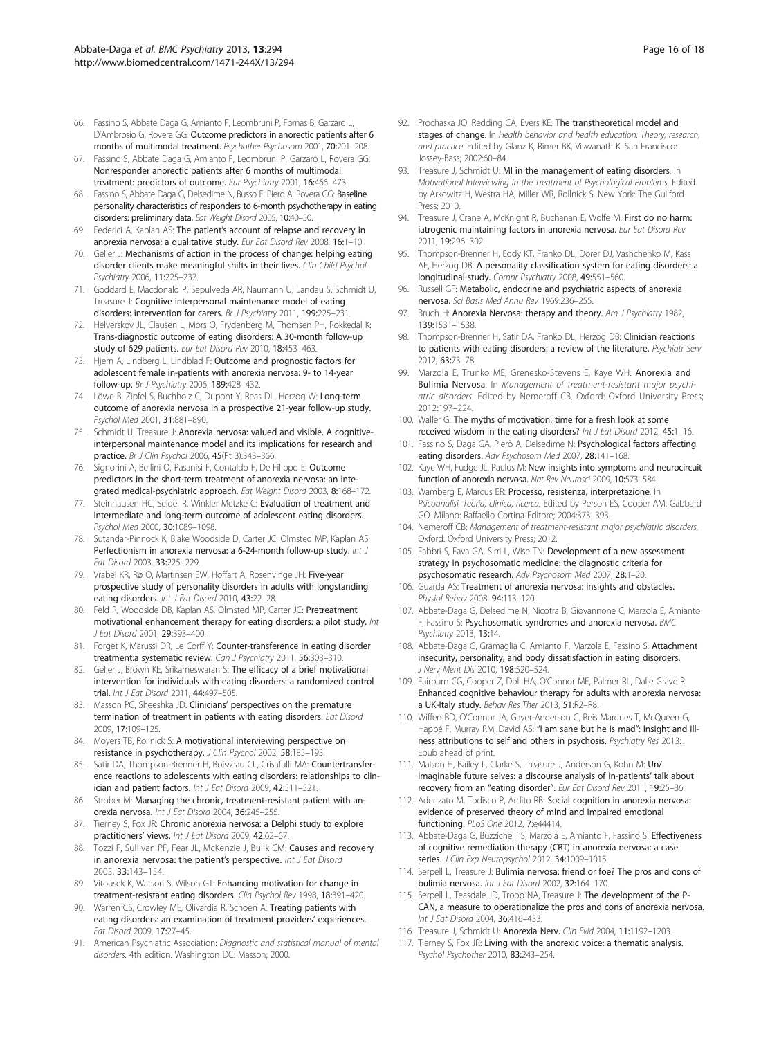66. Fassino S, Abbate Daga G, Amianto F, Leombruni P, Fornas B, Garzaro L, D'Ambrosio G, Rovera GG: Outcome predictors in anorectic patients after 6 months of multimodal treatment. *Psychother Psychosom* 2001, 70:201–208.
67. Fassino S, Abbate Daga G, Amianto F, Leombruni P, Garzaro L, Rovera GG: Nonresponder anorectic patients after 6 months of multimodal treatment: predictors of outcome. *Eur Psychiatry* 2001, 16:466–473.
68. Fassino S, Abbate Daga G, Delsedime N, Busso F, Piero A, Rovera GG: Baseline personality characteristics of responders to 6-month psychotherapy in eating disorders: preliminary data. *Eat Weight Disord* 2005, 10:40–50.
69. Federici A, Kaplan AS: The patient's account of relapse and recovery in anorexia nervosa: a qualitative study. *Eur Eat Disord Rev* 2008, 16:1–10.
70. Geller J: Mechanisms of action in the process of change: helping eating disorder clients make meaningful shifts in their lives. *Clin Child Psychol Psychiatry* 2006, 11:225–237.
71. Goddard E, Macdonald P, Sepulveda AR, Naumann U, Landau S, Schmidt U, Treasure J: Cognitive interpersonal maintenance model of eating disorders: intervention for carers. *Br J Psychiatry* 2011, 199:225–231.
72. Helverskov JL, Clausen L, Mors O, Frydenberg M, Thomsen PH, Rokkedal K: Trans-diagnostic outcome of eating disorders: A 30-month follow-up study of 629 patients. *Eur Eat Disord Rev* 2010, 18:453–463.
73. Hjern A, Lindberg L, Lindblad F: Outcome and prognostic factors for adolescent female in-patients with anorexia nervosa: 9- to 14-year follow-up. *Br J Psychiatry* 2006, 189:428–432.
74. Löwe B, Zipfel S, Buchholz C, Dupont Y, Reas DL, Herzog W: Long-term outcome of anorexia nervosa in a prospective 21-year follow-up study. *Psychol Med* 2001, 31:881–890.
75. Schmidt U, Treasure J: Anorexia nervosa: valued and visible. A cognitive-interpersonal maintenance model and its implications for research and practice. *Br J Clin Psychol* 2006, 45(Pt 3):343–366.
76. Signorini A, Bellini O, Pasanisi F, Contaldo F, De Filippo E: Outcome predictors in the short-term treatment of anorexia nervosa: an integrated medical-psychiatric approach. *Eat Weight Disord* 2003, 8:168–172.
77. Steinhausen HC, Seidel R, Winkler Metzke C: Evaluation of treatment and intermediate and long-term outcome of adolescent eating disorders. *Psychol Med* 2000, 30:1089–1098.
78. Sutandar-Pinnock K, Blake Woodside D, Carter JC, Olmsted MP, Kaplan AS: Perfectionism in anorexia nervosa: a 6-24-month follow-up study. *Int J Eat Disord* 2003, 33:225–229.
79. Vrabel KR, Rø O, Martinsen EW, Hoffart A, Rosenvinge JH: Five-year prospective study of personality disorders in adults with longstanding eating disorders. *Int J Eat Disord* 2010, 43:22–28.
80. Feld R, Woodside DB, Kaplan AS, Olmsted MP, Carter JC: Pretreatment motivational enhancement therapy for eating disorders: a pilot study. *Int J Eat Disord* 2001, 29:393–400.
81. Forget K, Marussi DR, Le Corff Y: Counter-transference in eating disorder treatment:a systematic review. *Can J Psychiatry* 2011, 56:303–310.
82. Geller J, Brown KE, Srikameswaran S: The efficacy of a brief motivational intervention for individuals with eating disorders: a randomized control trial. *Int J Eat Disord* 2011, 44:497–505.
83. Masson PC, Sheeshka JD: Clinicians' perspectives on the premature termination of treatment in patients with eating disorders. *Eat Disord* 2009, 17:109–125.
84. Moyers TB, Rollnick S: A motivational interviewing perspective on resistance in psychotherapy. *J Clin Psychol* 2002, 58:185–193.
85. Satir DA, Thompson-Brenner H, Boisseau CL, Crisafulli MA: Countertransference reactions to adolescents with eating disorders: relationships to clinician and patient factors. *Int J Eat Disord* 2009, 42:511–521.
86. Strober M: Managing the chronic, treatment-resistant patient with anorexia nervosa. *Int J Eat Disord* 2004, 36:245–255.
87. Tierney S, Fox JR: Chronic anorexia nervosa: a Delphi study to explore practitioners' views. *Int J Eat Disord* 2009, 42:62–67.
88. Tozzi F, Sullivan PF, Fear JL, McKenzie J, Bulik CM: Causes and recovery in anorexia nervosa: the patient's perspective. *Int J Eat Disord* 2003, 33:143–154.
89. Vitousek K, Watson S, Wilson GT: Enhancing motivation for change in treatment-resistant eating disorders. *Clin Psychol Rev* 1998, 18:391–420.
90. Warren CS, Crowley ME, Olivardia R, Schoen A: Treating patients with eating disorders: an examination of treatment providers' experiences. *Eat Disord* 2009, 17:27–45.
91. American Psychiatric Association: *Diagnostic and statistical manual of mental disorders*. 4th edition. Washington DC: Masson; 2000.
92. Prochaska JO, Redding CA, Evers KE: The transtheoretical model and stages of change. In *Health behavior and health education: Theory, research, and practice*. Edited by Glanz K, Rimer BK, Viswanath K. San Francisco: Jossey-Bass; 2002:60–84.
93. Treasure J, Schmidt U: MI in the management of eating disorders. In *Motivational Interviewing in the Treatment of Psychological Problems*. Edited by Arkowitz H, Westra HA, Miller WR, Rollnick S. New York: The Guilford Press; 2010.
94. Treasure J, Crane A, McKnight R, Buchanan E, Wolfe M: First do no harm: iatrogenic maintaining factors in anorexia nervosa. *Eur Eat Disord Rev* 2011, 19:296–302.
95. Thompson-Brenner H, Eddy KT, Franko DL, Dorer DJ, Vashchenko M, Kass AE, Herzog DB: A personality classification system for eating disorders: a longitudinal study. *Compr Psychiatry* 2008, 49:551–560.
96. Russell GF: Metabolic, endocrine and psychiatric aspects of anorexia nervosa. *Sci Basis Med Annu Rev* 1969:236–255.
97. Bruch H: Anorexia Nervosa: therapy and theory. *Am J Psychiatry* 1982, 139:1531–1538.
98. Thompson-Brenner H, Satir DA, Franko DL, Herzog DB: Clinician reactions to patients with eating disorders: a review of the literature. *Psychiatr Serv* 2012, 63:73–78.
99. Marzola E, Trunko ME, Grenesko-Stevens E, Kaye WH: Anorexia and Bulimia Nervosa. In *Management of treatment-resistant major psychiatric disorders*. Edited by Nemeroff CB. Oxford: Oxford University Press; 2012:197–224.
100. Waller G: The myths of motivation: time for a fresh look at some received wisdom in the eating disorders? *Int J Eat Disord* 2012, 45:1–16.
101. Fassino S, Daga GA, Pierò A, Delsedime N: Psychological factors affecting eating disorders. *Adv Psychosom Med* 2007, 28:141–168.
102. Kaye WH, Fudge JL, Paulus M: New insights into symptoms and neurocircuit function of anorexia nervosa. *Nat Rev Neurosci* 2009, 10:573–584.
103. Wamberg E, Marcus ER: Processo, resistenza, interpretazione. In *Psicoanalisi. Teoria, clinica, ricerca*. Edited by Person ES, Cooper AM, Gabbard GO. Milano: Raffaello Cortina Editore; 2004:373–393.
104. Nemeroff CB: *Management of treatment-resistant major psychiatric disorders*. Oxford: Oxford University Press; 2012.
105. Fabbri S, Fava GA, Sirri L, Wise TN: Development of a new assessment strategy in psychosomatic medicine: the diagnostic criteria for psychosomatic research. *Adv Psychosom Med* 2007, 28:1–20.
106. Guarda AS: Treatment of anorexia nervosa: insights and obstacles. *Physiol Behav* 2008, 94:113–120.
107. Abbate-Daga G, Delsedime N, Nicotra B, Giovannone C, Marzola E, Amianto F, Fassino S: Psychosomatic syndromes and anorexia nervosa. *BMC Psychiatry* 2013, 13:14.
108. Abbate-Daga G, Gramaglia C, Amianto F, Marzola E, Fassino S: Attachment insecurity, personality, and body dissatisfaction in eating disorders. *J Nerv Ment Dis* 2010, 198:520–524.
109. Fairburn CG, Cooper Z, Doll HA, O'Connor ME, Palmer RL, Dalle Grave R: Enhanced cognitive behaviour therapy for adults with anorexia nervosa: a UK-Italy study. *Behav Res Ther* 2013, 51:R2–R8.
110. Wiffen BD, O'Connor JA, Gayer-Anderson C, Reis Marques T, McQueen G, Happé F, Murray RM, David AS: "I am sane but he is mad": Insight and illness attributions to self and others in psychosis. *Psychiatry Res* 2013: . Epub ahead of print.
111. Malson H, Bailey L, Clarke S, Treasure J, Anderson G, Kohn M: Un/imaginable future selves: a discourse analysis of in-patients' talk about recovery from an "eating disorder". *Eur Eat Disord Rev* 2011, 19:25–36.
112. Adenzato M, Todisco P, Ardito RB: Social cognition in anorexia nervosa: evidence of preserved theory of mind and impaired emotional functioning. *PLoS One* 2012, 7:e44414.
113. Abbate-Daga G, Buzzichelli S, Marzola E, Amianto F, Fassino S: Effectiveness of cognitive remediation therapy (CRT) in anorexia nervosa: a case series. *J Clin Exp Neuropsychol* 2012, 34:1009–1015.
114. Serpell L, Treasure J: Bulimia nervosa: friend or foe? The pros and cons of bulimia nervosa. *Int J Eat Disord* 2002, 32:164–170.
115. Serpell L, Teasdale JD, Troop NA, Treasure J: The development of the P-CAN, a measure to operationalize the pros and cons of anorexia nervosa. *Int J Eat Disord* 2004, 36:416–433.
116. Treasure J, Schmidt U: Anorexia Nerv. *Clin Evid* 2004, 11:1192–1203.
117. Tierney S, Fox JR: Living with the anorexic voice: a thematic analysis. *Psychol Psychother* 2010, 83:243–254.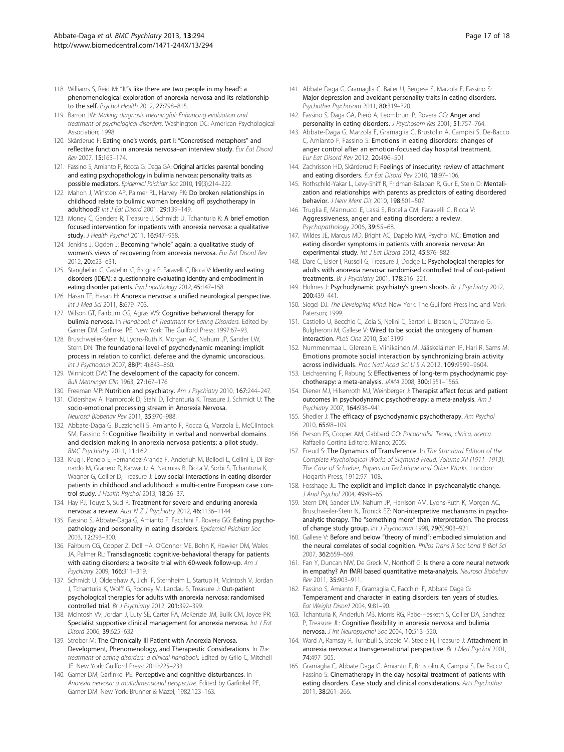118. Williams S, Reid M: "It"s like there are two people in my head': a phenomenological exploration of anorexia nervosa and its relationship to the self. *Psychol Health* 2012, **27**:798–815.
119. Barron JW: *Making diagnosis meaningful: Enhancing evaluation and treatment of psychological disorders*. Washington DC: American Psychological Association; 1998.
120. Skårderud F: **Eating one's words, part I: "Concretised metaphors" and reflective function in anorexia nervosa–an interview study.** *Eur Eat Disord Rev* 2007, **15**:163–174.
121. Fassino S, Amianto F, Rocca G, Daga GA: **Original articles parental bonding and eating psychopathology in bulimia nervosa: personality traits as possible mediators.** *Epidemiol Psichiatr Soc* 2010, **19**(3):214–222.
122. Mahon J, Winston AP, Palmer RL, Harvey PK: **Do broken relationships in childhood relate to bulimic women breaking off psychotherapy in adulthood?** *Int J Eat Disord* 2001, **29**:139–149.
123. Money C, Genders R, Treasure J, Schmidt U, Tchanturia K: **A brief emotion focused intervention for inpatients with anorexia nervosa: a qualitative study.** *J Health Psychol* 2011, **16**:947–958.
124. Jenkins J, Ogden J: **Becoming "whole" again: a qualitative study of women's views of recovering from anorexia nervosa.** *Eur Eat Disord Rev* 2012, **20**:e23–e31.
125. Stanghellini G, Castellini G, Brogna P, Faravelli C, Ricca V: **Identity and eating disorders (IDEA): a questionnaire evaluating identity and embodiment in eating disorder patients.** *Psychopathology* 2012, **45**:147–158.
126. Hasan TF, Hasan H: **Anorexia nervosa: a unified neurological perspective.** *Int J Med Sci* 2011, **8**:679–703.
127. Wilson GT, Fairburn CG, Agras WS: **Cognitive behavioral therapy for bulimia nervosa**. In *Handbook of Treatment for Eating Disorders.* Edited by Garner DM, Garfinkel PE. New York: The Guilford Press; 1997:67–93.
128. Bruschweiler-Stern N, Lyons-Ruth K, Morgan AC, Nahum JP, Sander LW, Stern DN: **The foundational level of psychodynamic meaning: implicit process in relation to conflict, defense and the dynamic unconscious.** *Int J Psychoanal* 2007, **88**(Pt 4):843–860.
129. Winnicott DW: **The development of the capacity for concern.** *Bull Menninger Clin* 1963, **27**:167–176.
130. Freeman MP: **Nutrition and psychiatry.** *Am J Psychiatry* 2010, **167**:244–247.
131. Oldershaw A, Hambrook D, Stahl D, Tchanturia K, Treasure J, Schmidt U: **The socio-emotional processing stream in Anorexia Nervosa.** *Neurosci Biobehav Rev* 2011, **35**:970–988.
132. Abbate-Daga G, Buzzichelli S, Amianto F, Rocca G, Marzola E, McClintock SM, Fassino S: **Cognitive flexibility in verbal and nonverbal domains and decision making in anorexia nervosa patients: a pilot study.** *BMC Psychiatry* 2011, **11**:162.
133. Krug I, Penelo E, Fernandez-Aranda F, Anderluh M, Bellodi L, Cellini E, Di Bernardo M, Granero R, Karwautz A, Nacmias B, Ricca V, Sorbi S, Tchanturia K, Wagner G, Collier D, Treasure J: **Low social interactions in eating disorder patients in childhood and adulthood: a multi-centre European case control study.** *J Health Psychol* 2013, **18**:26–37.
134. Hay PJ, Touyz S, Sud R: **Treatment for severe and enduring anorexia nervosa: a review.** *Aust N Z J Psychiatry* 2012, **46**:1136–1144.
135. Fassino S, Abbate-Daga G, Amianto F, Facchini F, Rovera GG: **Eating psychopathology and personality in eating disorders.** *Epidemiol Psichiatr Soc* 2003, **12**:293–300.
136. Fairburn CG, Cooper Z, Doll HA, O'Connor ME, Bohn K, Hawker DM, Wales JA, Palmer RL: **Transdiagnostic cognitive-behavioral therapy for patients with eating disorders: a two-site trial with 60-week follow-up.** *Am J Psychiatry* 2009, **166**:311–319.
137. Schmidt U, Oldershaw A, Jichi F, Sternheim L, Startup H, McIntosh V, Jordan J, Tchanturia K, Wolff G, Rooney M, Landau S, Treasure J: **Out-patient psychological therapies for adults with anorexia nervosa: randomised controlled trial.** *Br J Psychiatry* 2012, **201**:392–399.
138. McIntosh VV, Jordan J, Luty SE, Carter FA, McKenzie JM, Bulik CM, Joyce PR: **Specialist supportive clinical management for anorexia nervosa.** *Int J Eat Disord* 2006, **39**:625–632.
139. Strober M: **The Chronically Ill Patient with Anorexia Nervosa. Development, Phenomenology, and Therapeutic Considerations**. In *The treatment of eating disorders: a clinical handbook.* Edited by Grilo C, Mitchell JE. New York: Guilford Press; 2010:225–233.
140. Garner DM, Garfinkel PE: **Perceptive and cognitive disturbances**. In *Anorexia nervosa: a multidimensional perspective.* Edited by Garfinkel PE, Garner DM. New York: Brunner & Mazel; 1982:123–163.
141. Abbate Daga G, Gramaglia C, Bailer U, Bergese S, Marzola E, Fassino S: **Major depression and avoidant personality traits in eating disorders.** *Psychother Psychosom* 2011, **80**:319–320.
142. Fassino S, Daga GA, Pierò A, Leombruni P, Rovera GG: **Anger and personality in eating disorders.** *J Psychosom Res* 2001, **51**:757–764.
143. Abbate-Daga G, Marzola E, Gramaglia C, Brustolin A, Campisi S, De-Bacco C, Amianto F, Fassino S: **Emotions in eating disorders: changes of anger control after an emotion-focused day hospital treatment.** *Eur Eat Disord Rev* 2012, **20**:496–501.
144. Zachrisson HD, Skårderud F: **Feelings of insecurity: review of attachment and eating disorders.** *Eur Eat Disord Rev* 2010, **18**:97–106.
145. Rothschild-Yakar L, Levy-Shiff R, Fridman-Balaban R, Gur E, Stein D: **Mentalization and relationships with parents as predictors of eating disordered behavior.** *J Nerv Ment Dis* 2010, **198**:501–507.
146. Truglia E, Mannucci E, Lassi S, Rotella CM, Faravelli C, Ricca V: **Aggressiveness, anger and eating disorders: a review.** *Psychopathology* 2006, **39**:55–68.
147. Wildes JE, Marcus MD, Bright AC, Dapelo MM, Psychol MC: **Emotion and eating disorder symptoms in patients with anorexia nervosa: An experimental study.** *Int J Eat Disord* 2012, **45**:876–882.
148. Dare C, Eisler I, Russell G, Treasure J, Dodge L: **Psychological therapies for adults with anorexia nervosa: randomised controlled trial of out-patient treatments.** *Br J Psychiatry* 2001, **178**:216–221.
149. Holmes J: **Psychodynamic psychiatry's green shoots.** *Br J Psychiatry* 2012, **200**:439–441.
150. Siegel DJ: *The Developing Mind.* New York: The Guilford Press Inc. and Mark Paterson; 1999.
151. Castiello U, Becchio C, Zoia S, Nelini C, Sartori L, Blason L, D'Ottavio G, Bulgheroni M, Gallese V: **Wired to be social: the ontogeny of human interaction.** *PLoS One* 2010, **5**:e13199.
152. Nummenmaa L, Glerean E, Viinikainen M, Jääskeläinen IP, Hari R, Sams M: **Emotions promote social interaction by synchronizing brain activity across individuals.** *Proc Natl Acad Sci U S A* 2012, **109**:9599–9604.
153. Leichsenring F, Rabung S: **Effectiveness of long-term psychodynamic psychotherapy: a meta-analysis.** *JAMA* 2008, **300**:1551–1565.
154. Diener MJ, Hilsenroth MJ, Weinberger J: **Therapist affect focus and patient outcomes in psychodynamic psychotherapy: a meta-analysis.** *Am J Psychiatry* 2007, **164**:936–941.
155. Shedler J: **The efficacy of psychodynamic psychotherapy.** *Am Psychol* 2010, **65**:98–109.
156. Person ES, Cooper AM, Gabbard GO: *Psicoanalisi. Teoria, clinica, ricerca.* Raffaello Cortina Editore: Milano; 2005.
157. Freud S: **The Dynamics of Transference**. In *The Standard Edition of the Complete Psychological Works of Sigmund Freud, Volume XII (1911–1913): The Case of Schreber, Papers on Technique and Other Works.* London: Hogarth Press; 1912:97–108.
158. Fosshage JL: **The explicit and implicit dance in psychoanalytic change.** *J Anal Psychol* 2004, **49**:49–65.
159. Stern DN, Sander LW, Nahum JP, Harrison AM, Lyons-Ruth K, Morgan AC, Bruschweiler-Stern N, Tronick EZ: **Non-interpretive mechanisms in psychoanalytic therapy. The "something more" than interpretation. The process of change study group.** *Int J Psychoanal* 1998, **79**(5):903–921.
160. Gallese V: **Before and below "theory of mind": embodied simulation and the neural correlates of social cognition.** *Philos Trans R Soc Lond B Biol Sci* 2007, **362**:659–669.
161. Fan Y, Duncan NW, De Greck M, Northoff G: **Is there a core neural network in empathy? An fMRI based quantitative meta-analysis.** *Neurosci Biobehav Rev* 2011, **35**:903–911.
162. Fassino S, Amianto F, Gramaglia C, Facchini F, Abbate Daga G: **Temperament and character in eating disorders: ten years of studies.** *Eat Weight Disord* 2004, **9**:81–90.
163. Tchanturia K, Anderluh MB, Morris RG, Rabe-Hesketh S, Collier DA, Sanchez P, Treasure JL: **Cognitive flexibility in anorexia nervosa and bulimia nervosa.** *J Int Neuropsychol Soc* 2004, **10**:513–520.
164. Ward A, Ramsay R, Turnbull S, Steele M, Steele H, Treasure J: **Attachment in anorexia nervosa: a transgenerational perspective.** *Br J Med Psychol* 2001, **74**:497–505.
165. Gramaglia C, Abbate Daga G, Amianto F, Brustolin A, Campisi S, De Bacco C, Fassino S: **Cinematherapy in the day hospital treatment of patients with eating disorders. Case study and clinical considerations.** *Arts Psychother* 2011, **38**:261–266.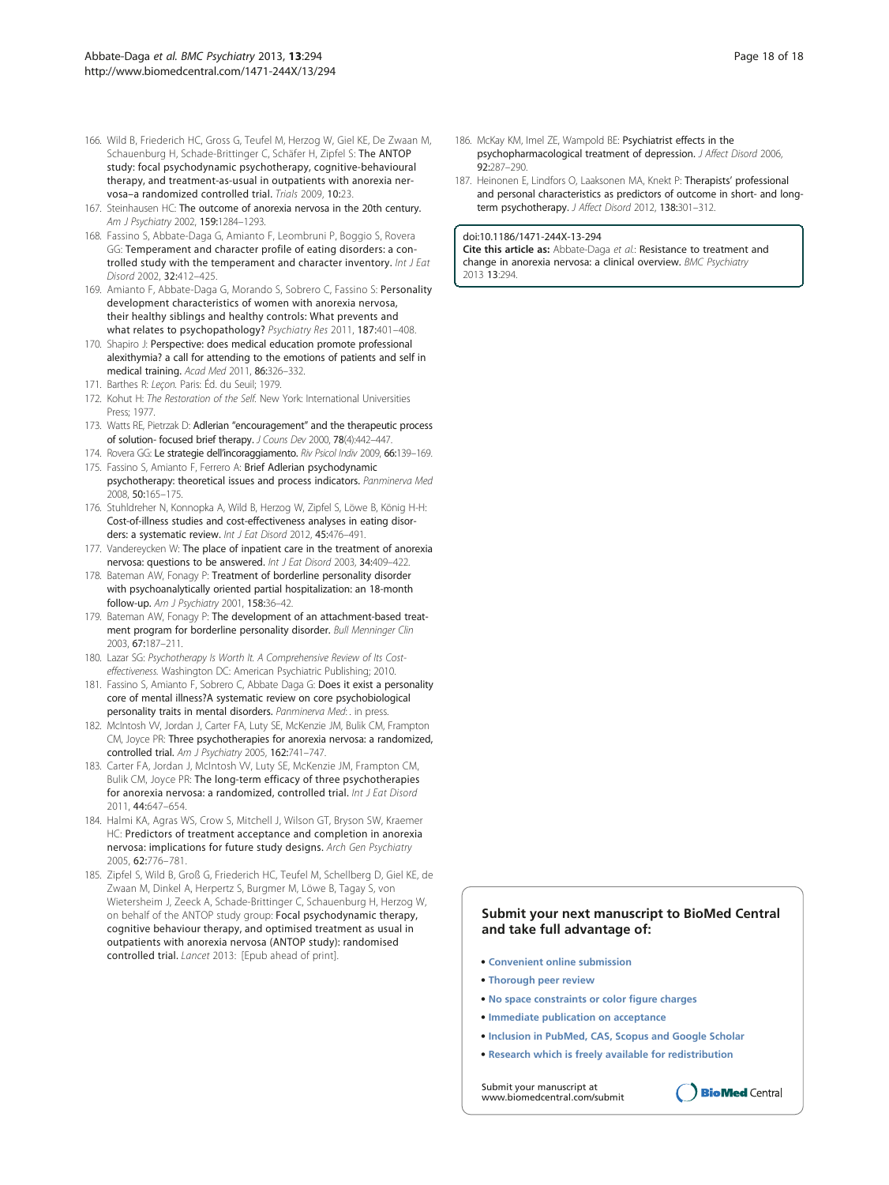166. Wild B, Friederich HC, Gross G, Teufel M, Herzog W, Giel KE, De Zwaan M, Schauenburg H, Schade-Brittinger C, Schäfer H, Zipfel S: The ANTOP study: focal psychodynamic psychotherapy, cognitive-behavioural therapy, and treatment-as-usual in outpatients with anorexia nervosa–a randomized controlled trial. *Trials* 2009, **10**:23.
167. Steinhausen HC: The outcome of anorexia nervosa in the 20th century. *Am J Psychiatry* 2002, **159**:1284–1293.
168. Fassino S, Abbate-Daga G, Amianto F, Leombruni P, Boggio S, Rovera GG: Temperament and character profile of eating disorders: a controlled study with the temperament and character inventory. *Int J Eat Disord* 2002, **32**:412–425.
169. Amianto F, Abbate-Daga G, Morando S, Sobrero C, Fassino S: Personality development characteristics of women with anorexia nervosa, their healthy siblings and healthy controls: What prevents and what relates to psychopathology? *Psychiatry Res* 2011, **187**:401–408.
170. Shapiro J: Perspective: does medical education promote professional alexithymia? a call for attending to the emotions of patients and self in medical training. *Acad Med* 2011, **86**:326–332.
171. Barthes R: *Leçon.* Paris: Éd. du Seuil; 1979.
172. Kohut H: *The Restoration of the Self.* New York: International Universities Press; 1977.
173. Watts RE, Pietrzak D: Adlerian "encouragement" and the therapeutic process of solution- focused brief therapy. *J Couns Dev* 2000, **78**(4):442–447.
174. Rovera GG: Le strategie dell'incoraggiamento. *Riv Psicol Indiv* 2009, **66**:139–169.
175. Fassino S, Amianto F, Ferrero A: Brief Adlerian psychodynamic psychotherapy: theoretical issues and process indicators. *Panminerva Med* 2008, **50**:165–175.
176. Stuhldreher N, Konnopka A, Wild B, Herzog W, Zipfel S, Löwe B, König H-H: Cost-of-illness studies and cost-effectiveness analyses in eating disorders: a systematic review. *Int J Eat Disord* 2012, **45**:476–491.
177. Vandereycken W: The place of inpatient care in the treatment of anorexia nervosa: questions to be answered. *Int J Eat Disord* 2003, **34**:409–422.
178. Bateman AW, Fonagy P: Treatment of borderline personality disorder with psychoanalytically oriented partial hospitalization: an 18-month follow-up. *Am J Psychiatry* 2001, **158**:36–42.
179. Bateman AW, Fonagy P: The development of an attachment-based treatment program for borderline personality disorder. *Bull Menninger Clin* 2003, **67**:187–211.
180. Lazar SG: *Psychotherapy Is Worth It. A Comprehensive Review of Its Cost-effectiveness.* Washington DC: American Psychiatric Publishing; 2010.
181. Fassino S, Amianto F, Sobrero C, Abbate Daga G: Does it exist a personality core of mental illness?A systematic review on core psychobiological personality traits in mental disorders. *Panminerva Med*: . in press.
182. McIntosh VV, Jordan J, Carter FA, Luty SE, McKenzie JM, Bulik CM, Frampton CM, Joyce PR: Three psychotherapies for anorexia nervosa: a randomized, controlled trial. *Am J Psychiatry* 2005, **162**:741–747.
183. Carter FA, Jordan J, McIntosh VV, Luty SE, McKenzie JM, Frampton CM, Bulik CM, Joyce PR: The long-term efficacy of three psychotherapies for anorexia nervosa: a randomized, controlled trial. *Int J Eat Disord* 2011, **44**:647–654.
184. Halmi KA, Agras WS, Crow S, Mitchell J, Wilson GT, Bryson SW, Kraemer HC: Predictors of treatment acceptance and completion in anorexia nervosa: implications for future study designs. *Arch Gen Psychiatry* 2005, **62**:776–781.
185. Zipfel S, Wild B, Groß G, Friederich HC, Teufel M, Schellberg D, Giel KE, de Zwaan M, Dinkel A, Herpertz S, Burgmer M, Löwe B, Tagay S, von Wietersheim J, Zeeck A, Schade-Brittinger C, Schauenburg H, Herzog W, on behalf of the ANTOP study group: Focal psychodynamic therapy, cognitive behaviour therapy, and optimised treatment as usual in outpatients with anorexia nervosa (ANTOP study): randomised controlled trial. *Lancet* 2013: [Epub ahead of print].
186. McKay KM, Imel ZE, Wampold BE: Psychiatrist effects in the psychopharmacological treatment of depression. *J Affect Disord* 2006, **92**:287–290.
187. Heinonen E, Lindfors O, Laaksonen MA, Knekt P: Therapists' professional and personal characteristics as predictors of outcome in short- and long-term psychotherapy. *J Affect Disord* 2012, **138**:301–312.

doi:10.1186/1471-244X-13-294

**Cite this article as:** Abbate-Daga *et al.*: Resistance to treatment and change in anorexia nervosa: a clinical overview. *BMC Psychiatry* 2013 **13**:294.